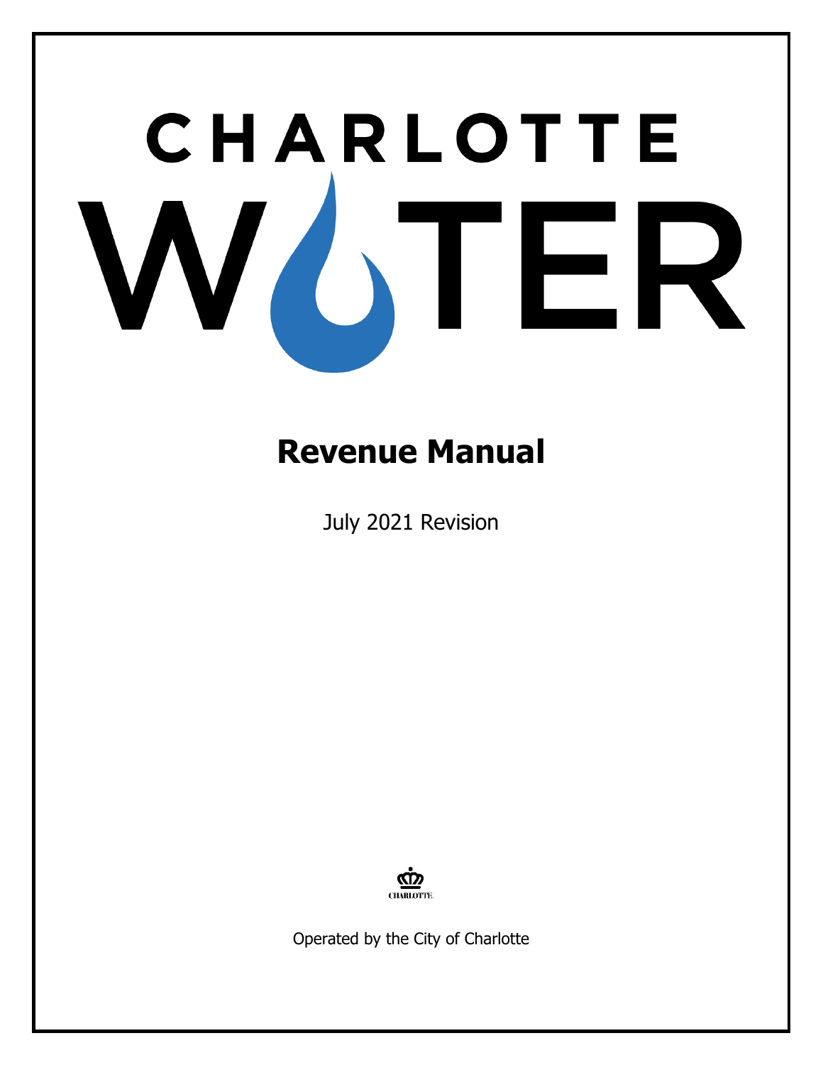# CHARLOTTE WATER

# Revenue Manual

July 2021 Revision

CHARLOTTE

Operated by the City of Charlotte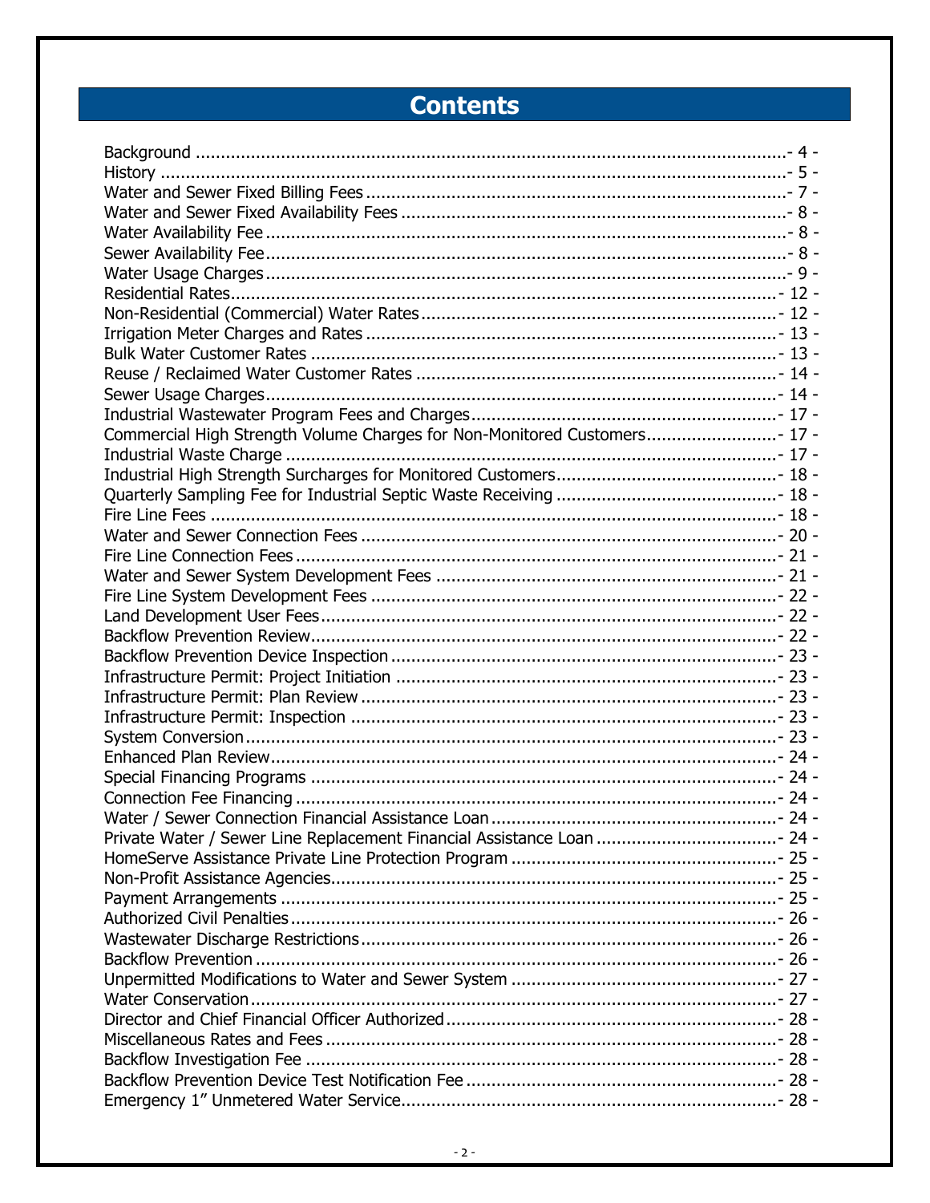# Contents

Background ........................................................................................................- 4 -
History ..............................................................................................................- 5 -
Water and Sewer Fixed Billing Fees ...................................................................- 7 -
Water and Sewer Fixed Availability Fees .............................................................- 8 -
Water Availability Fee ........................................................................................- 8 -
Sewer Availability Fee.........................................................................................- 8 -
Water Usage Charges .........................................................................................- 9 -
Residential Rates..............................................................................................- 12 -
Non-Residential (Commercial) Water Rates .......................................................- 12 -
Irrigation Meter Charges and Rates ..................................................................- 13 -
Bulk Water Customer Rates .............................................................................- 13 -
Reuse / Reclaimed Water Customer Rates ........................................................- 14 -
Sewer Usage Charges......................................................................................- 14 -
Industrial Wastewater Program Fees and Charges.............................................- 17 -
Commercial High Strength Volume Charges for Non-Monitored Customers...........- 17 -
Industrial Waste Charge ..................................................................................- 17 -
Industrial High Strength Surcharges for Monitored Customers............................- 18 -
Quarterly Sampling Fee for Industrial Septic Waste Receiving ............................- 18 -
Fire Line Fees ..................................................................................................- 18 -
Water and Sewer Connection Fees ...................................................................- 20 -
Fire Line Connection Fees ................................................................................- 21 -
Water and Sewer System Development Fees ....................................................- 21 -
Fire Line System Development Fees .................................................................- 22 -
Land Development User Fees...........................................................................- 22 -
Backflow Prevention Review.............................................................................- 22 -
Backflow Prevention Device Inspection .............................................................- 23 -
Infrastructure Permit: Project Initiation ............................................................- 23 -
Infrastructure Permit: Plan Review ...................................................................- 23 -
Infrastructure Permit: Inspection .....................................................................- 23 -
System Conversion ..........................................................................................- 23 -
Enhanced Plan Review.....................................................................................- 24 -
Special Financing Programs .............................................................................- 24 -
Connection Fee Financing ................................................................................- 24 -
Water / Sewer Connection Financial Assistance Loan .........................................- 24 -
Private Water / Sewer Line Replacement Financial Assistance Loan .....................- 24 -
HomeServe Assistance Private Line Protection Program .....................................- 25 -
Non-Profit Assistance Agencies.........................................................................- 25 -
Payment Arrangements ...................................................................................- 25 -
Authorized Civil Penalties .................................................................................- 26 -
Wastewater Discharge Restrictions...................................................................- 26 -
Backflow Prevention ........................................................................................- 26 -
Unpermitted Modifications to Water and Sewer System .....................................- 27 -
Water Conservation.........................................................................................- 27 -
Director and Chief Financial Officer Authorized..................................................- 28 -
Miscellaneous Rates and Fees ..........................................................................- 28 -
Backflow Investigation Fee ..............................................................................- 28 -
Backflow Prevention Device Test Notification Fee ..............................................- 28 -
Emergency 1" Unmetered Water Service...........................................................- 28 -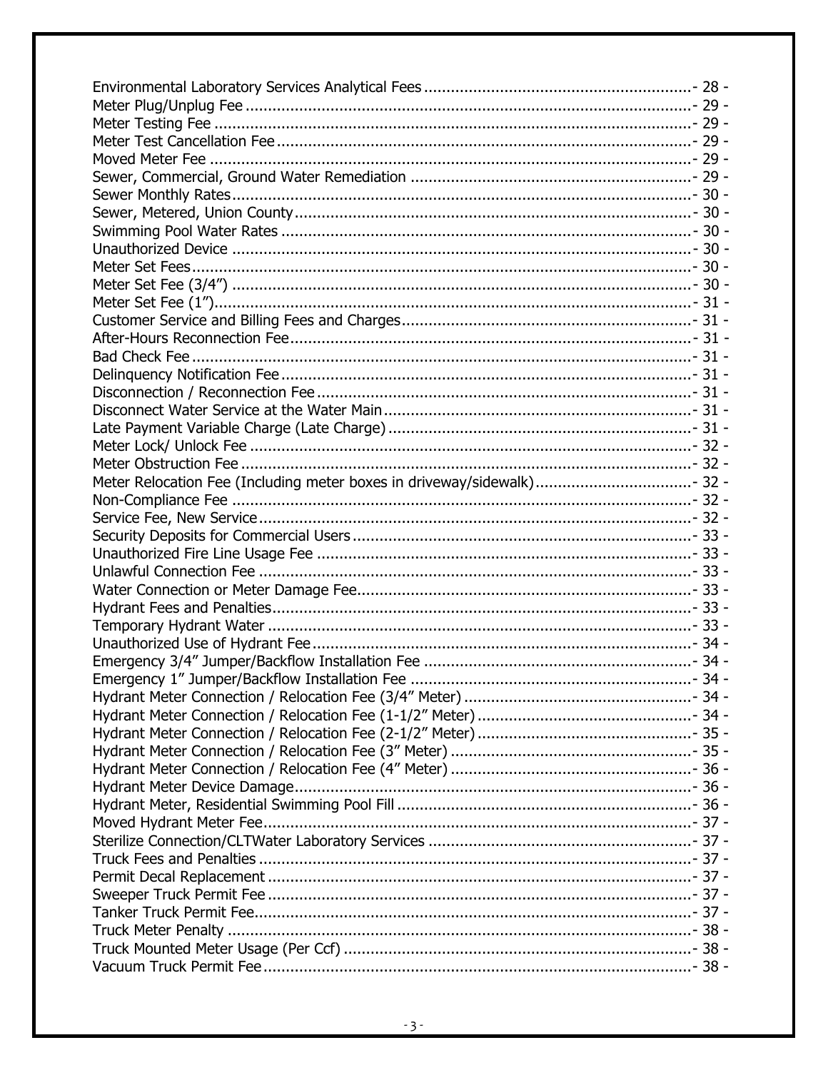| | |
|---|---|
| Environmental Laboratory Services Analytical Fees | - 28 - |
| Meter Plug/Unplug Fee | - 29 - |
| Meter Testing Fee | - 29 - |
| Meter Test Cancellation Fee | - 29 - |
| Moved Meter Fee | - 29 - |
| Sewer, Commercial, Ground Water Remediation | - 29 - |
| Sewer Monthly Rates | - 30 - |
| Sewer, Metered, Union County | - 30 - |
| Swimming Pool Water Rates | - 30 - |
| Unauthorized Device | - 30 - |
| Meter Set Fees | - 30 - |
| Meter Set Fee (3/4”) | - 30 - |
| Meter Set Fee (1”) | - 31 - |
| Customer Service and Billing Fees and Charges | - 31 - |
| After-Hours Reconnection Fee | - 31 - |
| Bad Check Fee | - 31 - |
| Delinquency Notification Fee | - 31 - |
| Disconnection / Reconnection Fee | - 31 - |
| Disconnect Water Service at the Water Main | - 31 - |
| Late Payment Variable Charge (Late Charge) | - 31 - |
| Meter Lock/ Unlock Fee | - 32 - |
| Meter Obstruction Fee | - 32 - |
| Meter Relocation Fee (Including meter boxes in driveway/sidewalk) | - 32 - |
| Non-Compliance Fee | - 32 - |
| Service Fee, New Service | - 32 - |
| Security Deposits for Commercial Users | - 33 - |
| Unauthorized Fire Line Usage Fee | - 33 - |
| Unlawful Connection Fee | - 33 - |
| Water Connection or Meter Damage Fee | - 33 - |
| Hydrant Fees and Penalties | - 33 - |
| Temporary Hydrant Water | - 33 - |
| Unauthorized Use of Hydrant Fee | - 34 - |
| Emergency 3/4” Jumper/Backflow Installation Fee | - 34 - |
| Emergency 1” Jumper/Backflow Installation Fee | - 34 - |
| Hydrant Meter Connection / Relocation Fee (3/4” Meter) | - 34 - |
| Hydrant Meter Connection / Relocation Fee (1-1/2” Meter) | - 34 - |
| Hydrant Meter Connection / Relocation Fee (2-1/2” Meter) | - 35 - |
| Hydrant Meter Connection / Relocation Fee (3” Meter) | - 35 - |
| Hydrant Meter Connection / Relocation Fee (4” Meter) | - 36 - |
| Hydrant Meter Device Damage | - 36 - |
| Hydrant Meter, Residential Swimming Pool Fill | - 36 - |
| Moved Hydrant Meter Fee | - 37 - |
| Sterilize Connection/CLTWater Laboratory Services | - 37 - |
| Truck Fees and Penalties | - 37 - |
| Permit Decal Replacement | - 37 - |
| Sweeper Truck Permit Fee | - 37 - |
| Tanker Truck Permit Fee | - 37 - |
| Truck Meter Penalty | - 38 - |
| Truck Mounted Meter Usage (Per Ccf) | - 38 - |
| Vacuum Truck Permit Fee | - 38 - |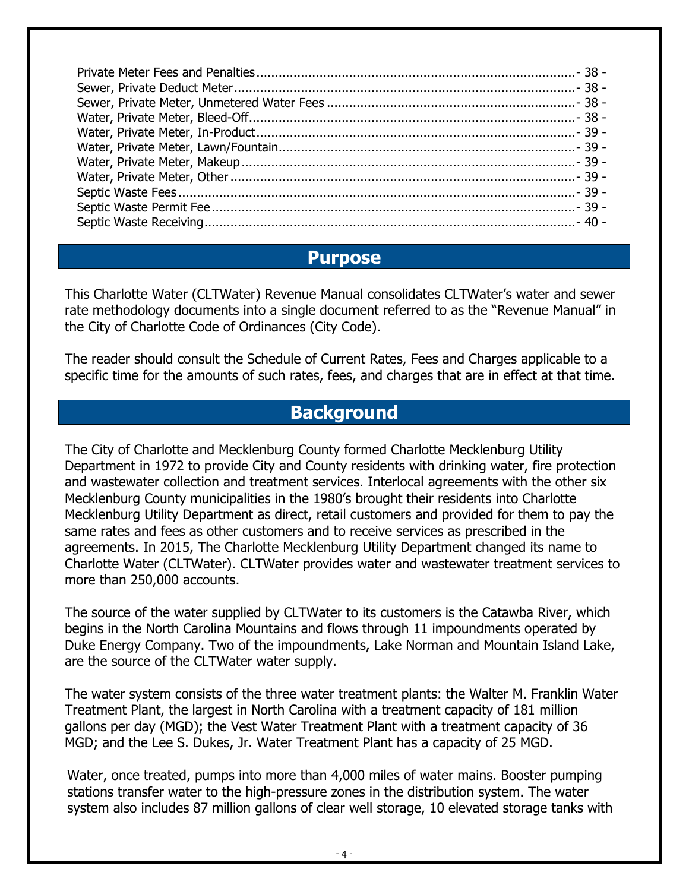Private Meter Fees and Penalties ........................................................................................ - 38 -
Sewer, Private Deduct Meter ................................................................................................ - 38 -
Sewer, Private Meter, Unmetered Water Fees ...................................................................... - 38 -
Water, Private Meter, Bleed-Off............................................................................................ - 38 -
Water, Private Meter, In-Product .......................................................................................... - 39 -
Water, Private Meter, Lawn/Fountain.................................................................................... - 39 -
Water, Private Meter, Makeup .............................................................................................. - 39 -
Water, Private Meter, Other ................................................................................................. - 39 -
Septic Waste Fees ............................................................................................................... - 39 -
Septic Waste Permit Fee ...................................................................................................... - 39 -
Septic Waste Receiving ........................................................................................................ - 40 -

## Purpose

This Charlotte Water (CLTWater) Revenue Manual consolidates CLTWater's water and sewer rate methodology documents into a single document referred to as the "Revenue Manual" in the City of Charlotte Code of Ordinances (City Code).

The reader should consult the Schedule of Current Rates, Fees and Charges applicable to a specific time for the amounts of such rates, fees, and charges that are in effect at that time.

## Background

The City of Charlotte and Mecklenburg County formed Charlotte Mecklenburg Utility Department in 1972 to provide City and County residents with drinking water, fire protection and wastewater collection and treatment services. Interlocal agreements with the other six Mecklenburg County municipalities in the 1980's brought their residents into Charlotte Mecklenburg Utility Department as direct, retail customers and provided for them to pay the same rates and fees as other customers and to receive services as prescribed in the agreements. In 2015, The Charlotte Mecklenburg Utility Department changed its name to Charlotte Water (CLTWater). CLTWater provides water and wastewater treatment services to more than 250,000 accounts.

The source of the water supplied by CLTWater to its customers is the Catawba River, which begins in the North Carolina Mountains and flows through 11 impoundments operated by Duke Energy Company. Two of the impoundments, Lake Norman and Mountain Island Lake, are the source of the CLTWater water supply.

The water system consists of the three water treatment plants: the Walter M. Franklin Water Treatment Plant, the largest in North Carolina with a treatment capacity of 181 million gallons per day (MGD); the Vest Water Treatment Plant with a treatment capacity of 36 MGD; and the Lee S. Dukes, Jr. Water Treatment Plant has a capacity of 25 MGD.

Water, once treated, pumps into more than 4,000 miles of water mains. Booster pumping stations transfer water to the high-pressure zones in the distribution system. The water system also includes 87 million gallons of clear well storage, 10 elevated storage tanks with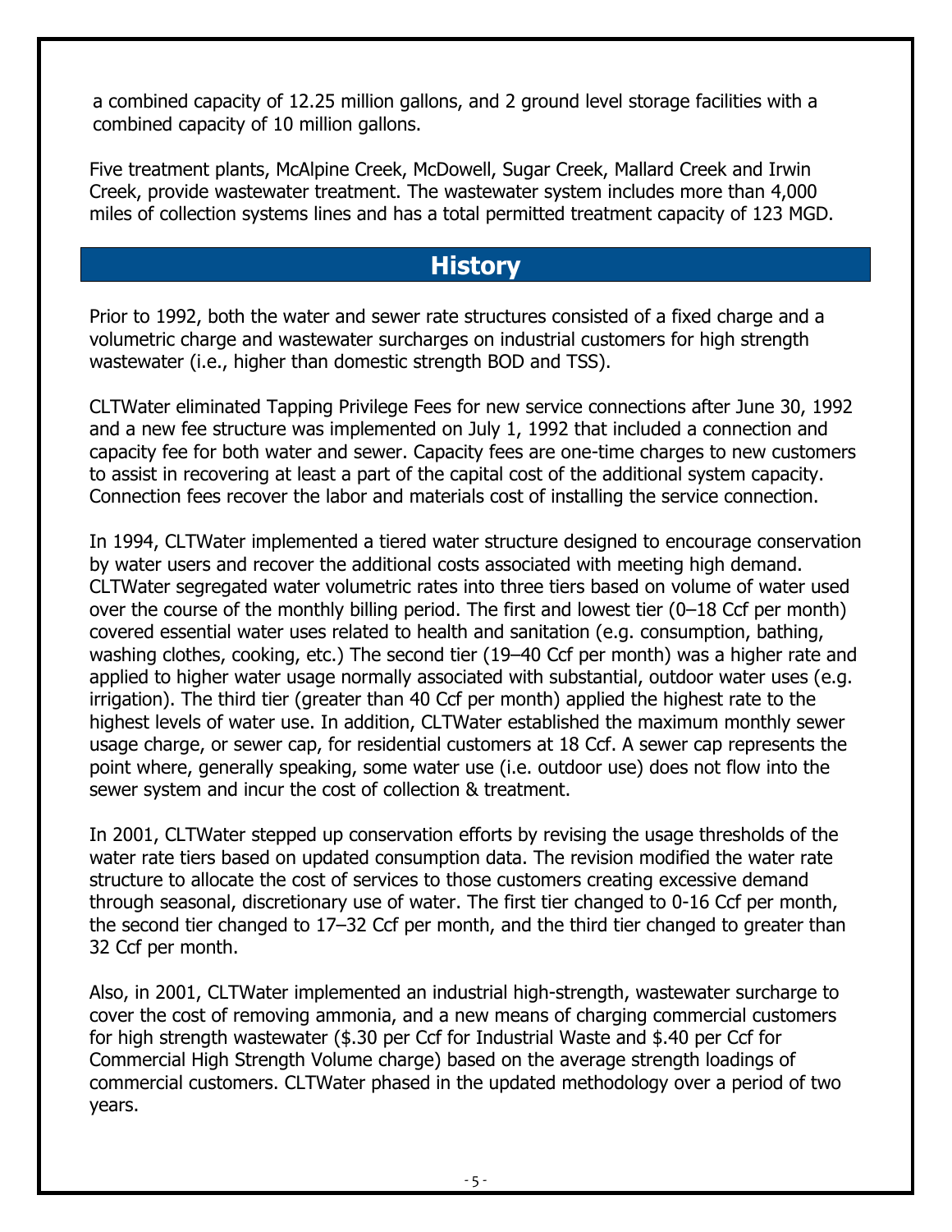a combined capacity of 12.25 million gallons, and 2 ground level storage facilities with a combined capacity of 10 million gallons.

Five treatment plants, McAlpine Creek, McDowell, Sugar Creek, Mallard Creek and Irwin Creek, provide wastewater treatment. The wastewater system includes more than 4,000 miles of collection systems lines and has a total permitted treatment capacity of 123 MGD.

## History

Prior to 1992, both the water and sewer rate structures consisted of a fixed charge and a volumetric charge and wastewater surcharges on industrial customers for high strength wastewater (i.e., higher than domestic strength BOD and TSS).

CLTWater eliminated Tapping Privilege Fees for new service connections after June 30, 1992 and a new fee structure was implemented on July 1, 1992 that included a connection and capacity fee for both water and sewer. Capacity fees are one-time charges to new customers to assist in recovering at least a part of the capital cost of the additional system capacity. Connection fees recover the labor and materials cost of installing the service connection.

In 1994, CLTWater implemented a tiered water structure designed to encourage conservation by water users and recover the additional costs associated with meeting high demand. CLTWater segregated water volumetric rates into three tiers based on volume of water used over the course of the monthly billing period. The first and lowest tier (0–18 Ccf per month) covered essential water uses related to health and sanitation (e.g. consumption, bathing, washing clothes, cooking, etc.) The second tier (19–40 Ccf per month) was a higher rate and applied to higher water usage normally associated with substantial, outdoor water uses (e.g. irrigation). The third tier (greater than 40 Ccf per month) applied the highest rate to the highest levels of water use. In addition, CLTWater established the maximum monthly sewer usage charge, or sewer cap, for residential customers at 18 Ccf. A sewer cap represents the point where, generally speaking, some water use (i.e. outdoor use) does not flow into the sewer system and incur the cost of collection & treatment.

In 2001, CLTWater stepped up conservation efforts by revising the usage thresholds of the water rate tiers based on updated consumption data. The revision modified the water rate structure to allocate the cost of services to those customers creating excessive demand through seasonal, discretionary use of water. The first tier changed to 0-16 Ccf per month, the second tier changed to 17–32 Ccf per month, and the third tier changed to greater than 32 Ccf per month.

Also, in 2001, CLTWater implemented an industrial high-strength, wastewater surcharge to cover the cost of removing ammonia, and a new means of charging commercial customers for high strength wastewater ($.30 per Ccf for Industrial Waste and $.40 per Ccf for Commercial High Strength Volume charge) based on the average strength loadings of commercial customers. CLTWater phased in the updated methodology over a period of two years.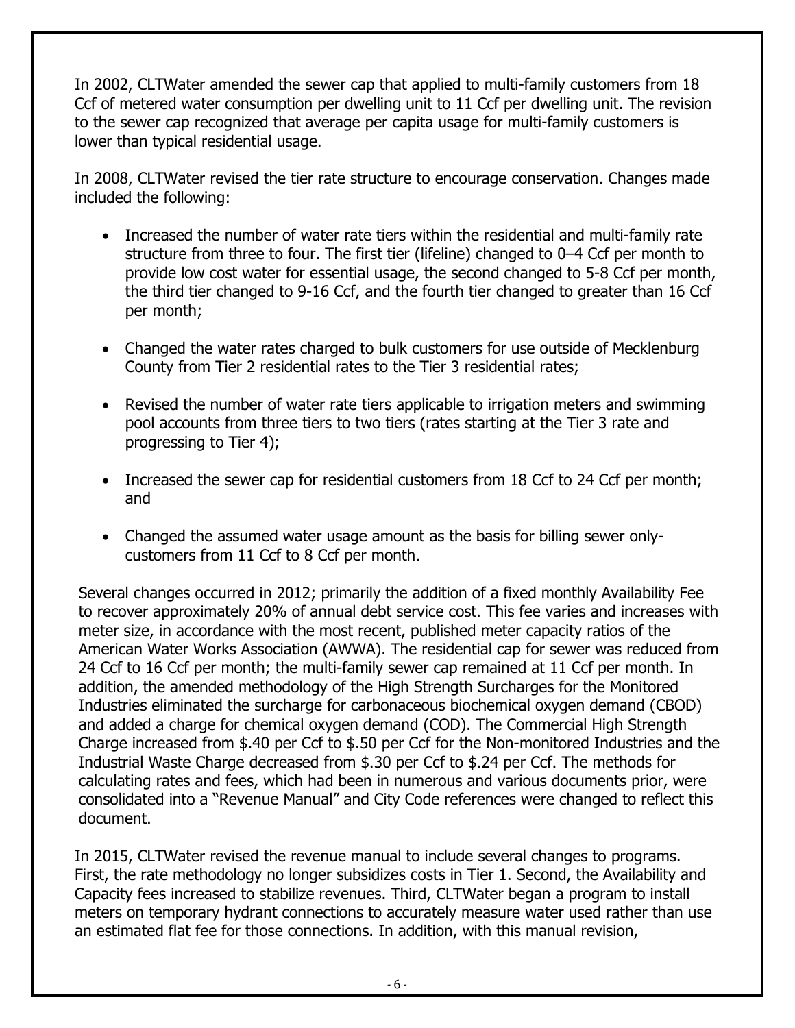In 2002, CLTWater amended the sewer cap that applied to multi-family customers from 18 Ccf of metered water consumption per dwelling unit to 11 Ccf per dwelling unit. The revision to the sewer cap recognized that average per capita usage for multi-family customers is lower than typical residential usage.

In 2008, CLTWater revised the tier rate structure to encourage conservation. Changes made included the following:

- Increased the number of water rate tiers within the residential and multi-family rate structure from three to four. The first tier (lifeline) changed to 0–4 Ccf per month to provide low cost water for essential usage, the second changed to 5-8 Ccf per month, the third tier changed to 9-16 Ccf, and the fourth tier changed to greater than 16 Ccf per month;

- Changed the water rates charged to bulk customers for use outside of Mecklenburg County from Tier 2 residential rates to the Tier 3 residential rates;

- Revised the number of water rate tiers applicable to irrigation meters and swimming pool accounts from three tiers to two tiers (rates starting at the Tier 3 rate and progressing to Tier 4);

- Increased the sewer cap for residential customers from 18 Ccf to 24 Ccf per month; and

- Changed the assumed water usage amount as the basis for billing sewer only-customers from 11 Ccf to 8 Ccf per month.

Several changes occurred in 2012; primarily the addition of a fixed monthly Availability Fee to recover approximately 20% of annual debt service cost. This fee varies and increases with meter size, in accordance with the most recent, published meter capacity ratios of the American Water Works Association (AWWA). The residential cap for sewer was reduced from 24 Ccf to 16 Ccf per month; the multi-family sewer cap remained at 11 Ccf per month. In addition, the amended methodology of the High Strength Surcharges for the Monitored Industries eliminated the surcharge for carbonaceous biochemical oxygen demand (CBOD) and added a charge for chemical oxygen demand (COD). The Commercial High Strength Charge increased from $.40 per Ccf to $.50 per Ccf for the Non-monitored Industries and the Industrial Waste Charge decreased from $.30 per Ccf to $.24 per Ccf. The methods for calculating rates and fees, which had been in numerous and various documents prior, were consolidated into a "Revenue Manual" and City Code references were changed to reflect this document.

In 2015, CLTWater revised the revenue manual to include several changes to programs. First, the rate methodology no longer subsidizes costs in Tier 1. Second, the Availability and Capacity fees increased to stabilize revenues. Third, CLTWater began a program to install meters on temporary hydrant connections to accurately measure water used rather than use an estimated flat fee for those connections. In addition, with this manual revision,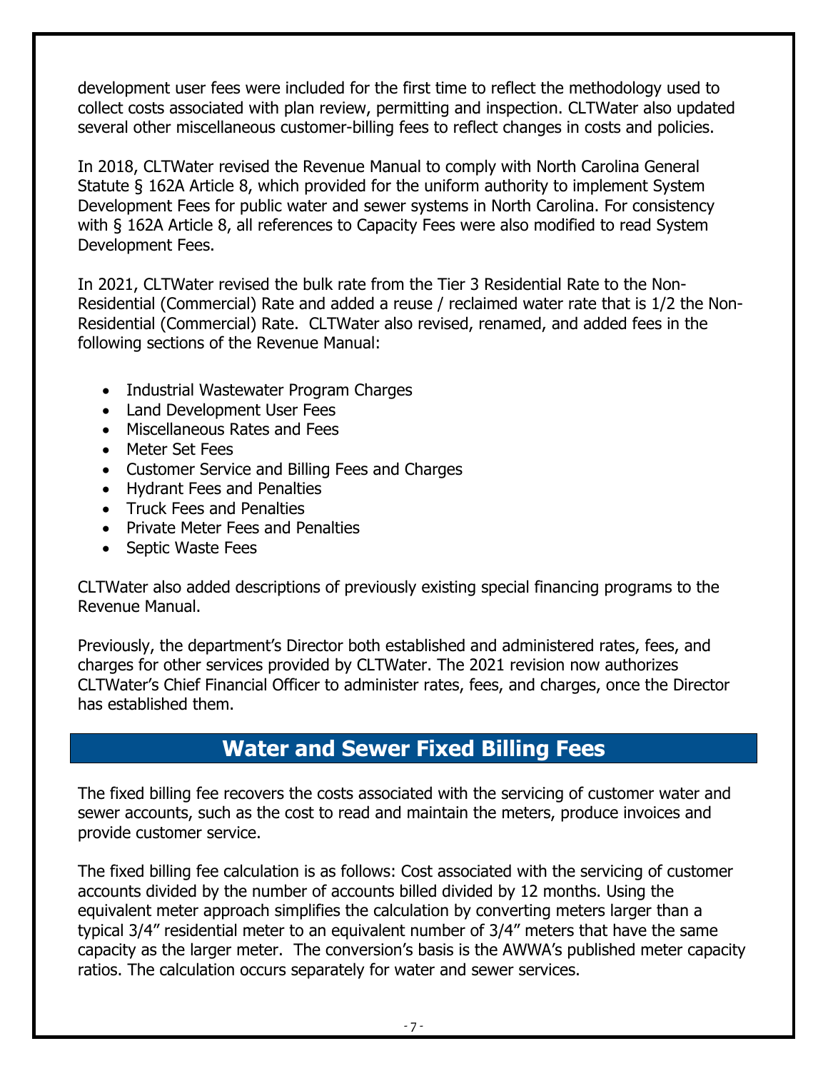development user fees were included for the first time to reflect the methodology used to collect costs associated with plan review, permitting and inspection. CLTWater also updated several other miscellaneous customer-billing fees to reflect changes in costs and policies.

In 2018, CLTWater revised the Revenue Manual to comply with North Carolina General Statute § 162A Article 8, which provided for the uniform authority to implement System Development Fees for public water and sewer systems in North Carolina. For consistency with § 162A Article 8, all references to Capacity Fees were also modified to read System Development Fees.

In 2021, CLTWater revised the bulk rate from the Tier 3 Residential Rate to the Non-Residential (Commercial) Rate and added a reuse / reclaimed water rate that is 1/2 the Non-Residential (Commercial) Rate. CLTWater also revised, renamed, and added fees in the following sections of the Revenue Manual:

- Industrial Wastewater Program Charges
- Land Development User Fees
- Miscellaneous Rates and Fees
- Meter Set Fees
- Customer Service and Billing Fees and Charges
- Hydrant Fees and Penalties
- Truck Fees and Penalties
- Private Meter Fees and Penalties
- Septic Waste Fees

CLTWater also added descriptions of previously existing special financing programs to the Revenue Manual.

Previously, the department's Director both established and administered rates, fees, and charges for other services provided by CLTWater. The 2021 revision now authorizes CLTWater's Chief Financial Officer to administer rates, fees, and charges, once the Director has established them.

## Water and Sewer Fixed Billing Fees

The fixed billing fee recovers the costs associated with the servicing of customer water and sewer accounts, such as the cost to read and maintain the meters, produce invoices and provide customer service.

The fixed billing fee calculation is as follows: Cost associated with the servicing of customer accounts divided by the number of accounts billed divided by 12 months. Using the equivalent meter approach simplifies the calculation by converting meters larger than a typical 3/4" residential meter to an equivalent number of 3/4" meters that have the same capacity as the larger meter. The conversion's basis is the AWWA's published meter capacity ratios. The calculation occurs separately for water and sewer services.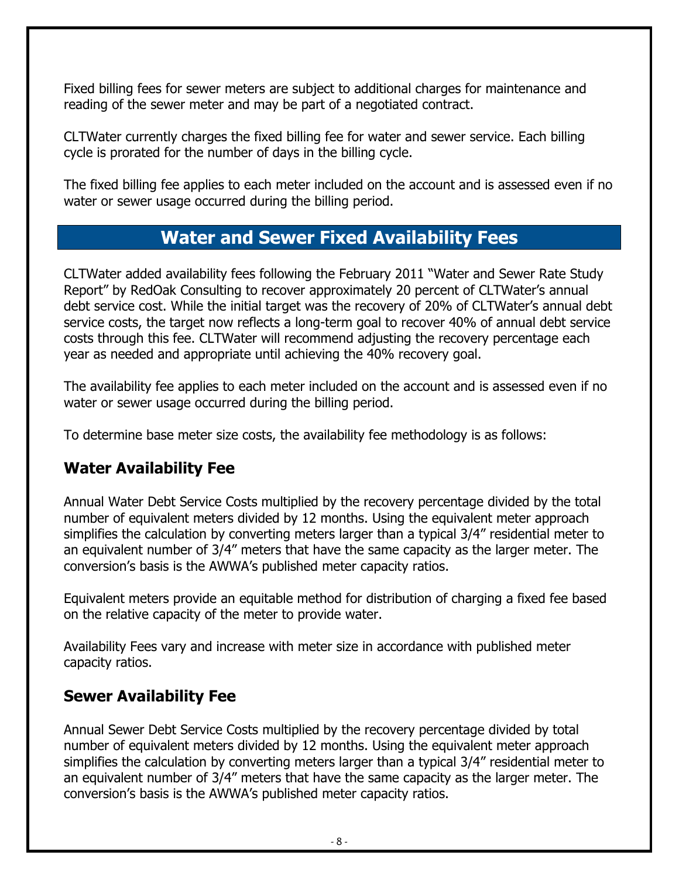Fixed billing fees for sewer meters are subject to additional charges for maintenance and reading of the sewer meter and may be part of a negotiated contract.

CLTWater currently charges the fixed billing fee for water and sewer service. Each billing cycle is prorated for the number of days in the billing cycle.

The fixed billing fee applies to each meter included on the account and is assessed even if no water or sewer usage occurred during the billing period.

## Water and Sewer Fixed Availability Fees

CLTWater added availability fees following the February 2011 "Water and Sewer Rate Study Report" by RedOak Consulting to recover approximately 20 percent of CLTWater's annual debt service cost. While the initial target was the recovery of 20% of CLTWater's annual debt service costs, the target now reflects a long-term goal to recover 40% of annual debt service costs through this fee. CLTWater will recommend adjusting the recovery percentage each year as needed and appropriate until achieving the 40% recovery goal.

The availability fee applies to each meter included on the account and is assessed even if no water or sewer usage occurred during the billing period.

To determine base meter size costs, the availability fee methodology is as follows:

### Water Availability Fee

Annual Water Debt Service Costs multiplied by the recovery percentage divided by the total number of equivalent meters divided by 12 months. Using the equivalent meter approach simplifies the calculation by converting meters larger than a typical 3/4" residential meter to an equivalent number of 3/4" meters that have the same capacity as the larger meter. The conversion's basis is the AWWA's published meter capacity ratios.

Equivalent meters provide an equitable method for distribution of charging a fixed fee based on the relative capacity of the meter to provide water.

Availability Fees vary and increase with meter size in accordance with published meter capacity ratios.

### Sewer Availability Fee

Annual Sewer Debt Service Costs multiplied by the recovery percentage divided by total number of equivalent meters divided by 12 months. Using the equivalent meter approach simplifies the calculation by converting meters larger than a typical 3/4" residential meter to an equivalent number of 3/4" meters that have the same capacity as the larger meter. The conversion's basis is the AWWA's published meter capacity ratios.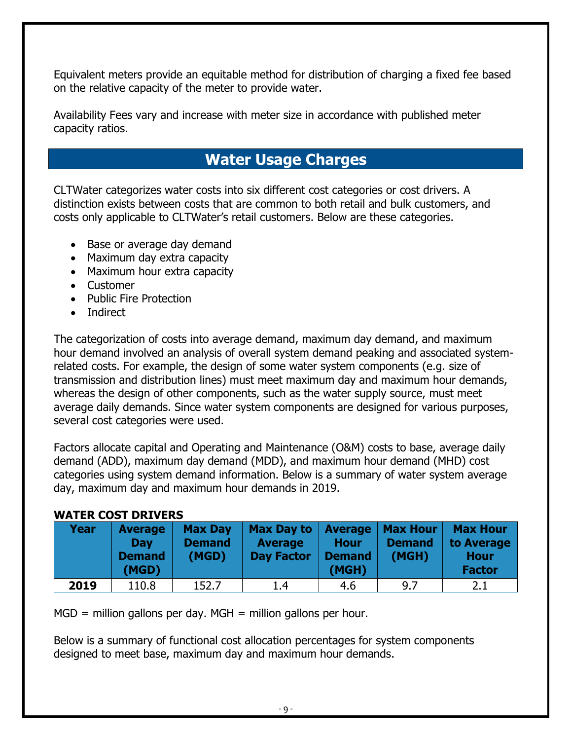Equivalent meters provide an equitable method for distribution of charging a fixed fee based on the relative capacity of the meter to provide water.

Availability Fees vary and increase with meter size in accordance with published meter capacity ratios.

## Water Usage Charges

CLTWater categorizes water costs into six different cost categories or cost drivers. A distinction exists between costs that are common to both retail and bulk customers, and costs only applicable to CLTWater's retail customers. Below are these categories.

- Base or average day demand
- Maximum day extra capacity
- Maximum hour extra capacity
- Customer
- Public Fire Protection
- Indirect

The categorization of costs into average demand, maximum day demand, and maximum hour demand involved an analysis of overall system demand peaking and associated system-related costs. For example, the design of some water system components (e.g. size of transmission and distribution lines) must meet maximum day and maximum hour demands, whereas the design of other components, such as the water supply source, must meet average daily demands. Since water system components are designed for various purposes, several cost categories were used.

Factors allocate capital and Operating and Maintenance (O&M) costs to base, average daily demand (ADD), maximum day demand (MDD), and maximum hour demand (MHD) cost categories using system demand information. Below is a summary of water system average day, maximum day and maximum hour demands in 2019.

**WATER COST DRIVERS**

| Year | Average Day Demand (MGD) | Max Day Demand (MGD) | Max Day to Average Day Factor | Average Hour Demand (MGH) | Max Hour Demand (MGH) | Max Hour to Average Hour Factor |
|---|---|---|---|---|---|---|
| **2019** | 110.8 | 152.7 | 1.4 | 4.6 | 9.7 | 2.1 |

MGD = million gallons per day. MGH = million gallons per hour.

Below is a summary of functional cost allocation percentages for system components designed to meet base, maximum day and maximum hour demands.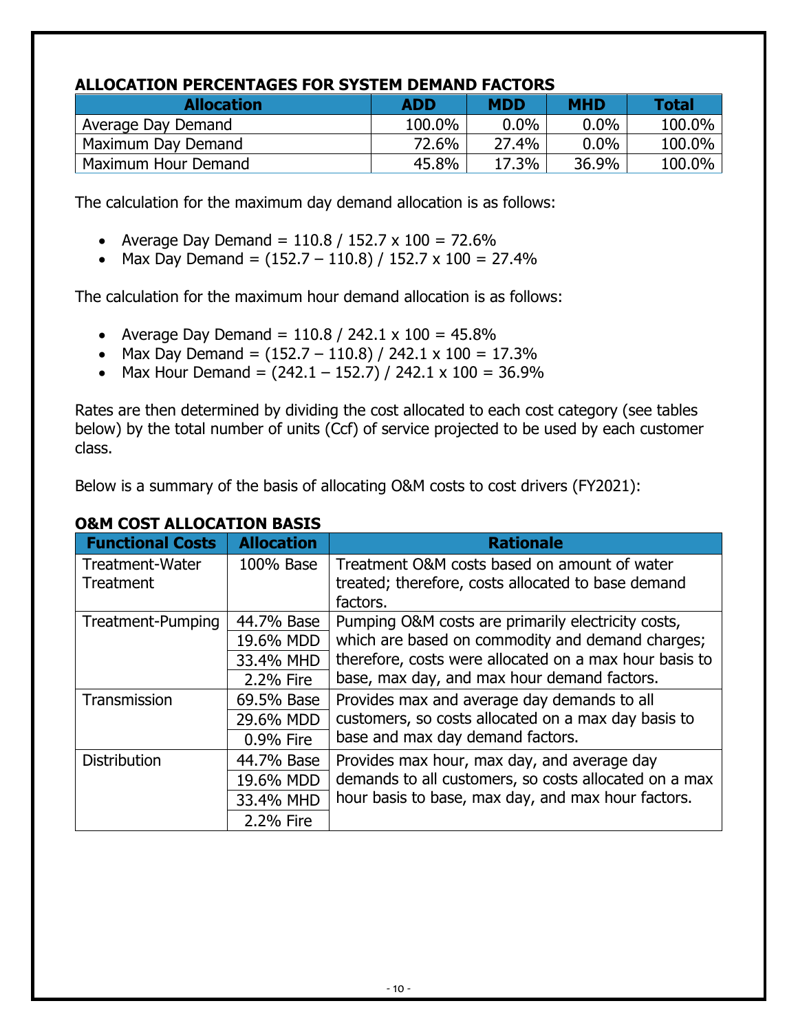### ALLOCATION PERCENTAGES FOR SYSTEM DEMAND FACTORS

| Allocation | ADD | MDD | MHD | Total |
|---|---|---|---|---|
| Average Day Demand | 100.0% | 0.0% | 0.0% | 100.0% |
| Maximum Day Demand | 72.6% | 27.4% | 0.0% | 100.0% |
| Maximum Hour Demand | 45.8% | 17.3% | 36.9% | 100.0% |

The calculation for the maximum day demand allocation is as follows:

- Average Day Demand = 110.8 / 152.7 x 100 = 72.6%
- Max Day Demand = (152.7 – 110.8) / 152.7 x 100 = 27.4%

The calculation for the maximum hour demand allocation is as follows:

- Average Day Demand = 110.8 / 242.1 x 100 = 45.8%
- Max Day Demand = (152.7 – 110.8) / 242.1 x 100 = 17.3%
- Max Hour Demand = (242.1 – 152.7) / 242.1 x 100 = 36.9%

Rates are then determined by dividing the cost allocated to each cost category (see tables below) by the total number of units (Ccf) of service projected to be used by each customer class.

Below is a summary of the basis of allocating O&M costs to cost drivers (FY2021):

### O&M COST ALLOCATION BASIS

| Functional Costs | Allocation | Rationale |
|---|---|---|
| Treatment-Water Treatment | 100% Base | Treatment O&M costs based on amount of water treated; therefore, costs allocated to base demand factors. |
| Treatment-Pumping | 44.7% Base | Pumping O&M costs are primarily electricity costs, which are based on commodity and demand charges; therefore, costs were allocated on a max hour basis to base, max day, and max hour demand factors. |
| | 19.6% MDD | |
| | 33.4% MHD | |
| | 2.2% Fire | |
| Transmission | 69.5% Base | Provides max and average day demands to all customers, so costs allocated on a max day basis to base and max day demand factors. |
| | 29.6% MDD | |
| | 0.9% Fire | |
| Distribution | 44.7% Base | Provides max hour, max day, and average day demands to all customers, so costs allocated on a max hour basis to base, max day, and max hour factors. |
| | 19.6% MDD | |
| | 33.4% MHD | |
| | 2.2% Fire | |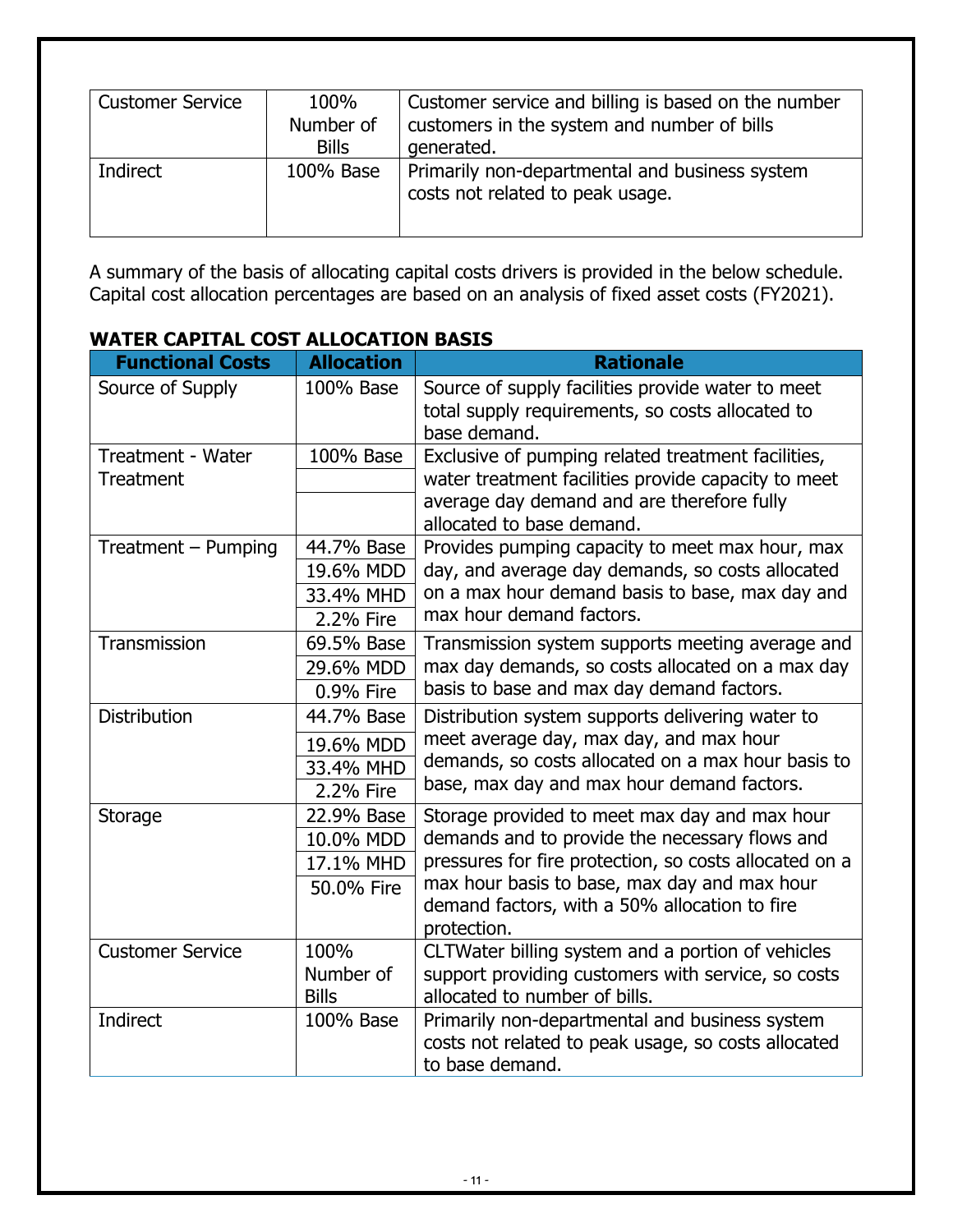| | | |
|---|---|---|
| Customer Service | 100% Number of Bills | Customer service and billing is based on the number customers in the system and number of bills generated. |
| Indirect | 100% Base | Primarily non-departmental and business system costs not related to peak usage. |

A summary of the basis of allocating capital costs drivers is provided in the below schedule. Capital cost allocation percentages are based on an analysis of fixed asset costs (FY2021).

**WATER CAPITAL COST ALLOCATION BASIS**

| Functional Costs | Allocation | Rationale |
|---|---|---|
| Source of Supply | 100% Base | Source of supply facilities provide water to meet total supply requirements, so costs allocated to base demand. |
| Treatment - Water Treatment | 100% Base | Exclusive of pumping related treatment facilities, water treatment facilities provide capacity to meet average day demand and are therefore fully allocated to base demand. |
| Treatment – Pumping | 44.7% Base<br>19.6% MDD<br>33.4% MHD<br>2.2% Fire | Provides pumping capacity to meet max hour, max day, and average day demands, so costs allocated on a max hour demand basis to base, max day and max hour demand factors. |
| Transmission | 69.5% Base<br>29.6% MDD<br>0.9% Fire | Transmission system supports meeting average and max day demands, so costs allocated on a max day basis to base and max day demand factors. |
| Distribution | 44.7% Base<br>19.6% MDD<br>33.4% MHD<br>2.2% Fire | Distribution system supports delivering water to meet average day, max day, and max hour demands, so costs allocated on a max hour basis to base, max day and max hour demand factors. |
| Storage | 22.9% Base<br>10.0% MDD<br>17.1% MHD<br>50.0% Fire | Storage provided to meet max day and max hour demands and to provide the necessary flows and pressures for fire protection, so costs allocated on a max hour basis to base, max day and max hour demand factors, with a 50% allocation to fire protection. |
| Customer Service | 100% Number of Bills | CLTWater billing system and a portion of vehicles support providing customers with service, so costs allocated to number of bills. |
| Indirect | 100% Base | Primarily non-departmental and business system costs not related to peak usage, so costs allocated to base demand. |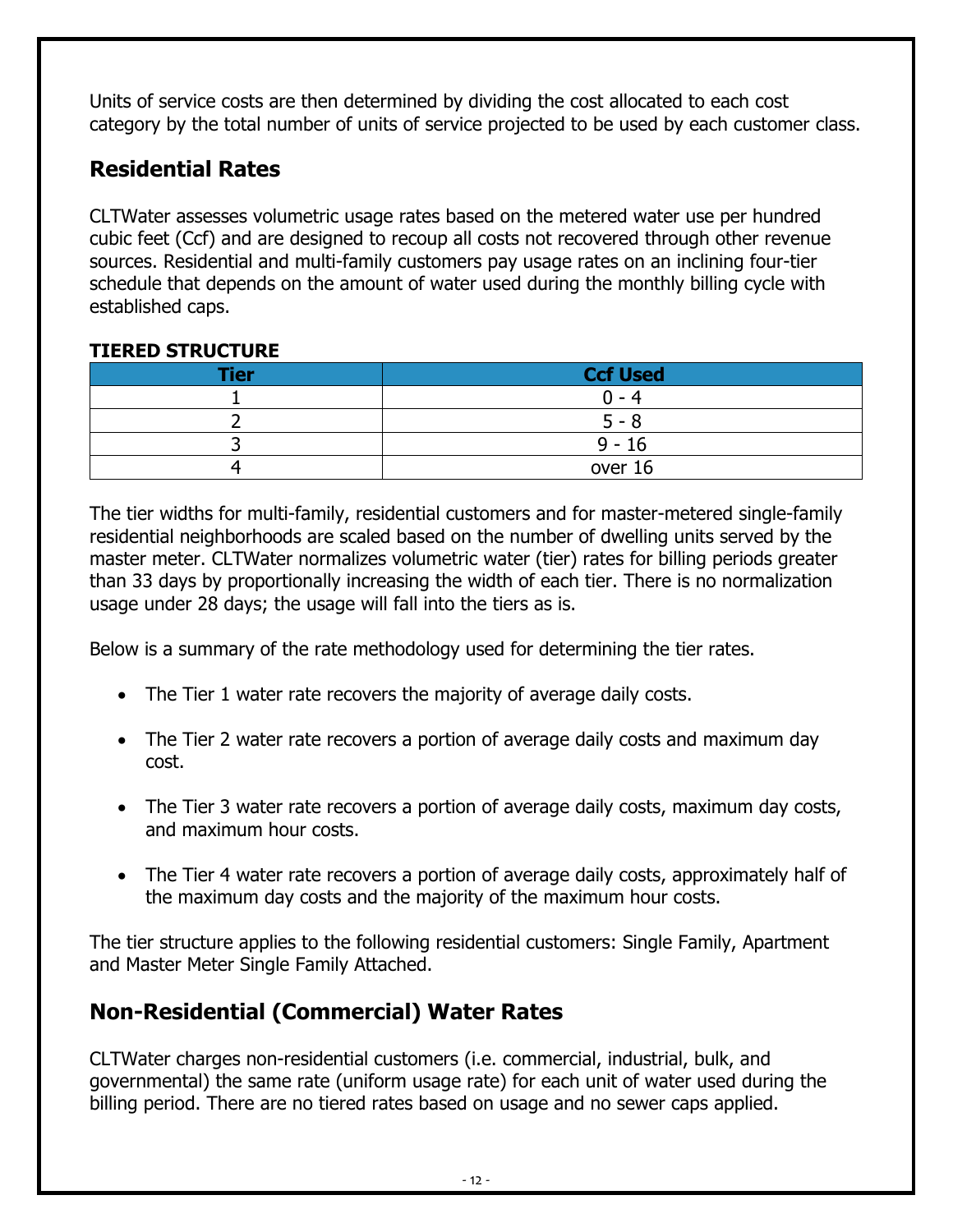Units of service costs are then determined by dividing the cost allocated to each cost category by the total number of units of service projected to be used by each customer class.

## Residential Rates

CLTWater assesses volumetric usage rates based on the metered water use per hundred cubic feet (Ccf) and are designed to recoup all costs not recovered through other revenue sources. Residential and multi-family customers pay usage rates on an inclining four-tier schedule that depends on the amount of water used during the monthly billing cycle with established caps.

**TIERED STRUCTURE**

| Tier | Ccf Used |
|---|---|
| 1 | 0 - 4 |
| 2 | 5 - 8 |
| 3 | 9 - 16 |
| 4 | over 16 |

The tier widths for multi-family, residential customers and for master-metered single-family residential neighborhoods are scaled based on the number of dwelling units served by the master meter. CLTWater normalizes volumetric water (tier) rates for billing periods greater than 33 days by proportionally increasing the width of each tier. There is no normalization usage under 28 days; the usage will fall into the tiers as is.

Below is a summary of the rate methodology used for determining the tier rates.

- The Tier 1 water rate recovers the majority of average daily costs.
- The Tier 2 water rate recovers a portion of average daily costs and maximum day cost.
- The Tier 3 water rate recovers a portion of average daily costs, maximum day costs, and maximum hour costs.
- The Tier 4 water rate recovers a portion of average daily costs, approximately half of the maximum day costs and the majority of the maximum hour costs.

The tier structure applies to the following residential customers: Single Family, Apartment and Master Meter Single Family Attached.

## Non-Residential (Commercial) Water Rates

CLTWater charges non-residential customers (i.e. commercial, industrial, bulk, and governmental) the same rate (uniform usage rate) for each unit of water used during the billing period. There are no tiered rates based on usage and no sewer caps applied.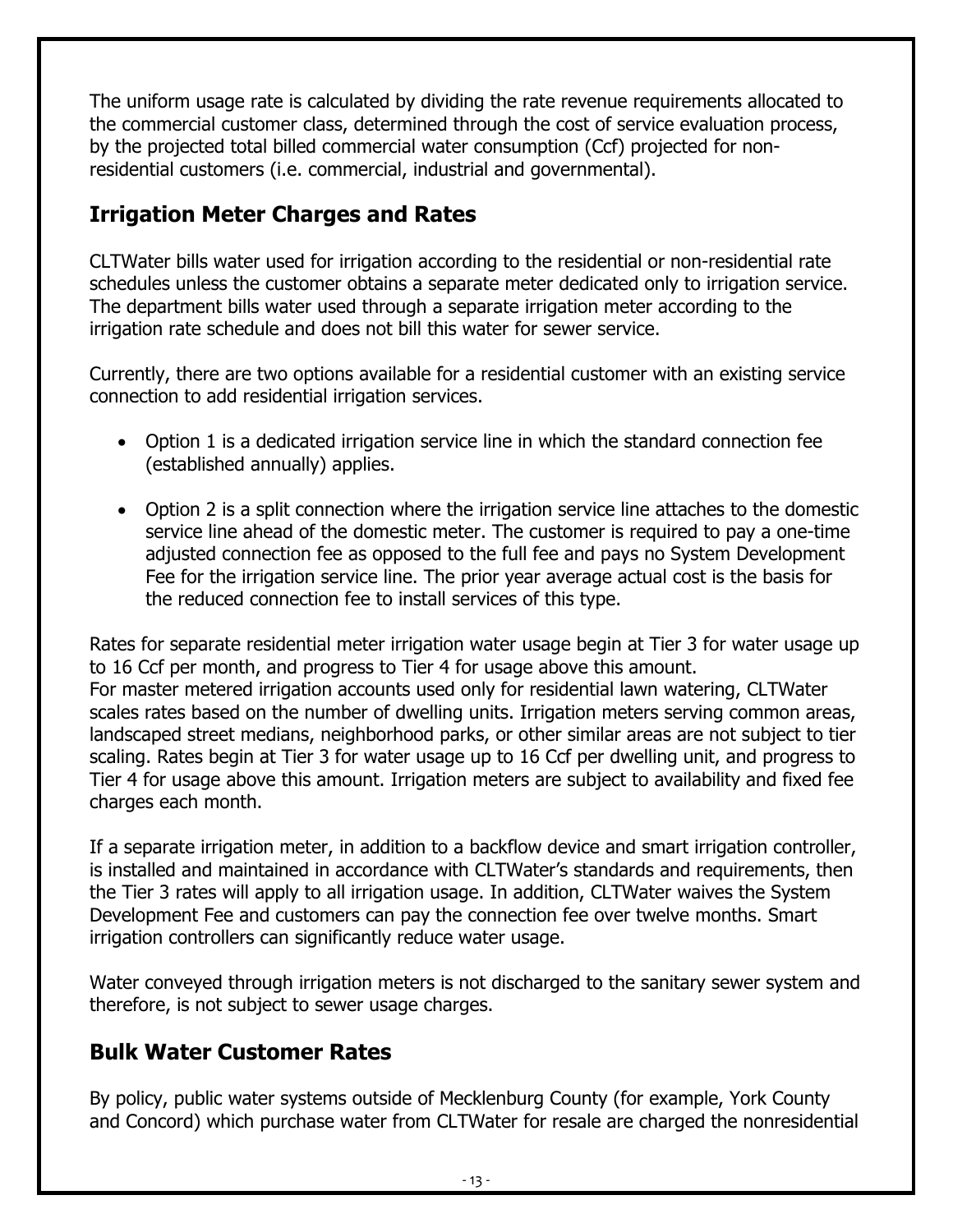The uniform usage rate is calculated by dividing the rate revenue requirements allocated to the commercial customer class, determined through the cost of service evaluation process, by the projected total billed commercial water consumption (Ccf) projected for non-residential customers (i.e. commercial, industrial and governmental).

## Irrigation Meter Charges and Rates

CLTWater bills water used for irrigation according to the residential or non-residential rate schedules unless the customer obtains a separate meter dedicated only to irrigation service. The department bills water used through a separate irrigation meter according to the irrigation rate schedule and does not bill this water for sewer service.

Currently, there are two options available for a residential customer with an existing service connection to add residential irrigation services.

- Option 1 is a dedicated irrigation service line in which the standard connection fee (established annually) applies.
- Option 2 is a split connection where the irrigation service line attaches to the domestic service line ahead of the domestic meter. The customer is required to pay a one-time adjusted connection fee as opposed to the full fee and pays no System Development Fee for the irrigation service line. The prior year average actual cost is the basis for the reduced connection fee to install services of this type.

Rates for separate residential meter irrigation water usage begin at Tier 3 for water usage up to 16 Ccf per month, and progress to Tier 4 for usage above this amount.
For master metered irrigation accounts used only for residential lawn watering, CLTWater scales rates based on the number of dwelling units. Irrigation meters serving common areas, landscaped street medians, neighborhood parks, or other similar areas are not subject to tier scaling. Rates begin at Tier 3 for water usage up to 16 Ccf per dwelling unit, and progress to Tier 4 for usage above this amount. Irrigation meters are subject to availability and fixed fee charges each month.

If a separate irrigation meter, in addition to a backflow device and smart irrigation controller, is installed and maintained in accordance with CLTWater's standards and requirements, then the Tier 3 rates will apply to all irrigation usage. In addition, CLTWater waives the System Development Fee and customers can pay the connection fee over twelve months. Smart irrigation controllers can significantly reduce water usage.

Water conveyed through irrigation meters is not discharged to the sanitary sewer system and therefore, is not subject to sewer usage charges.

## Bulk Water Customer Rates

By policy, public water systems outside of Mecklenburg County (for example, York County and Concord) which purchase water from CLTWater for resale are charged the nonresidential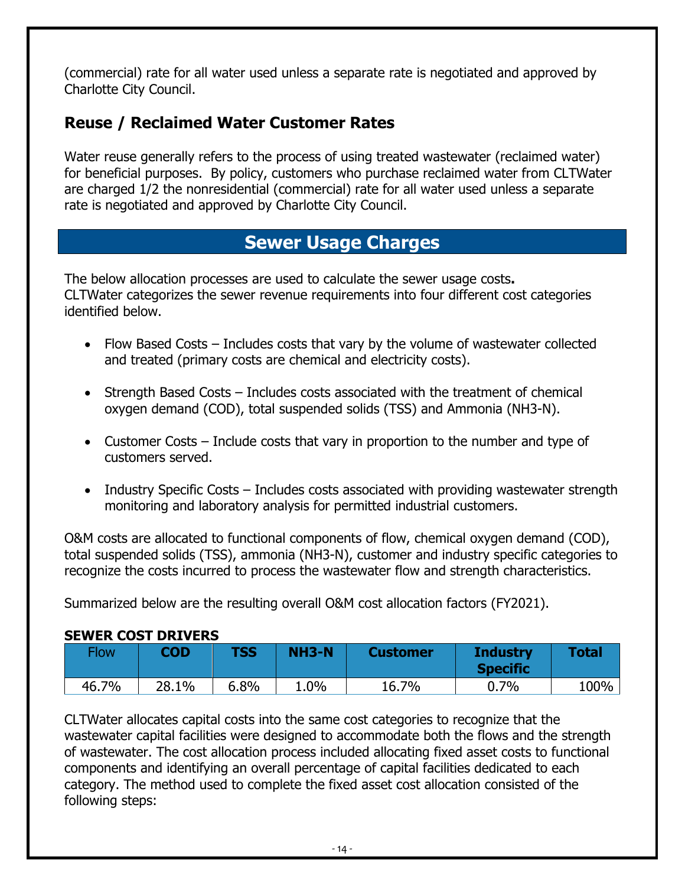(commercial) rate for all water used unless a separate rate is negotiated and approved by Charlotte City Council.

## Reuse / Reclaimed Water Customer Rates

Water reuse generally refers to the process of using treated wastewater (reclaimed water) for beneficial purposes. By policy, customers who purchase reclaimed water from CLTWater are charged 1/2 the nonresidential (commercial) rate for all water used unless a separate rate is negotiated and approved by Charlotte City Council.

# Sewer Usage Charges

The below allocation processes are used to calculate the sewer usage costs**.**
CLTWater categorizes the sewer revenue requirements into four different cost categories identified below.

- Flow Based Costs – Includes costs that vary by the volume of wastewater collected and treated (primary costs are chemical and electricity costs).
- Strength Based Costs – Includes costs associated with the treatment of chemical oxygen demand (COD), total suspended solids (TSS) and Ammonia ($NH_3$-N).
- Customer Costs – Include costs that vary in proportion to the number and type of customers served.
- Industry Specific Costs – Includes costs associated with providing wastewater strength monitoring and laboratory analysis for permitted industrial customers.

O&M costs are allocated to functional components of flow, chemical oxygen demand (COD), total suspended solids (TSS), ammonia ($NH_3$-N), customer and industry specific categories to recognize the costs incurred to process the wastewater flow and strength characteristics.

Summarized below are the resulting overall O&M cost allocation factors (FY2021).

**SEWER COST DRIVERS**

| Flow | COD | TSS | $NH_3$-N | Customer | Industry Specific | Total |
|---|---|---|---|---|---|---|
| 46.7% | 28.1% | 6.8% | 1.0% | 16.7% | 0.7% | 100% |

CLTWater allocates capital costs into the same cost categories to recognize that the wastewater capital facilities were designed to accommodate both the flows and the strength of wastewater. The cost allocation process included allocating fixed asset costs to functional components and identifying an overall percentage of capital facilities dedicated to each category. The method used to complete the fixed asset cost allocation consisted of the following steps: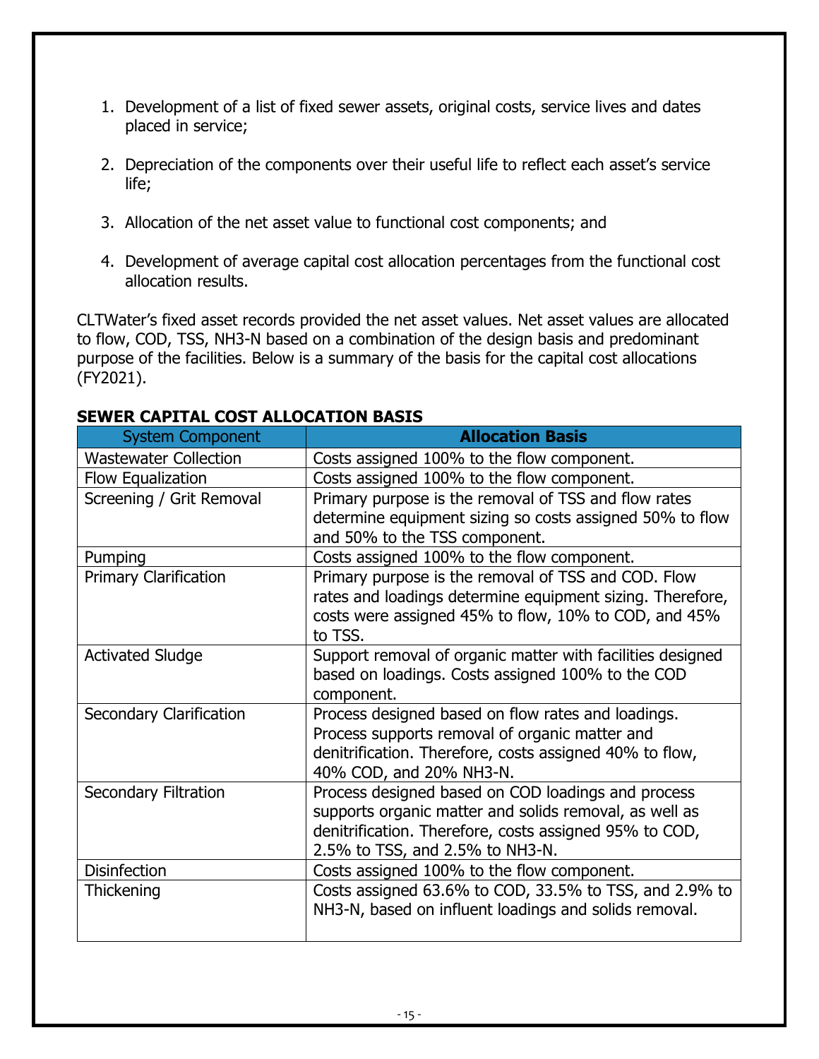1. Development of a list of fixed sewer assets, original costs, service lives and dates placed in service;

2. Depreciation of the components over their useful life to reflect each asset's service life;

3. Allocation of the net asset value to functional cost components; and

4. Development of average capital cost allocation percentages from the functional cost allocation results.

CLTWater's fixed asset records provided the net asset values. Net asset values are allocated to flow, COD, TSS, NH3-N based on a combination of the design basis and predominant purpose of the facilities. Below is a summary of the basis for the capital cost allocations (FY2021).

**SEWER CAPITAL COST ALLOCATION BASIS**

| System Component | **Allocation Basis** |
|---|---|
| Wastewater Collection | Costs assigned 100% to the flow component. |
| Flow Equalization | Costs assigned 100% to the flow component. |
| Screening / Grit Removal | Primary purpose is the removal of TSS and flow rates determine equipment sizing so costs assigned 50% to flow and 50% to the TSS component. |
| Pumping | Costs assigned 100% to the flow component. |
| Primary Clarification | Primary purpose is the removal of TSS and COD. Flow rates and loadings determine equipment sizing. Therefore, costs were assigned 45% to flow, 10% to COD, and 45% to TSS. |
| Activated Sludge | Support removal of organic matter with facilities designed based on loadings. Costs assigned 100% to the COD component. |
| Secondary Clarification | Process designed based on flow rates and loadings. Process supports removal of organic matter and denitrification. Therefore, costs assigned 40% to flow, 40% COD, and 20% NH3-N. |
| Secondary Filtration | Process designed based on COD loadings and process supports organic matter and solids removal, as well as denitrification. Therefore, costs assigned 95% to COD, 2.5% to TSS, and 2.5% to NH3-N. |
| Disinfection | Costs assigned 100% to the flow component. |
| Thickening | Costs assigned 63.6% to COD, 33.5% to TSS, and 2.9% to NH3-N, based on influent loadings and solids removal. |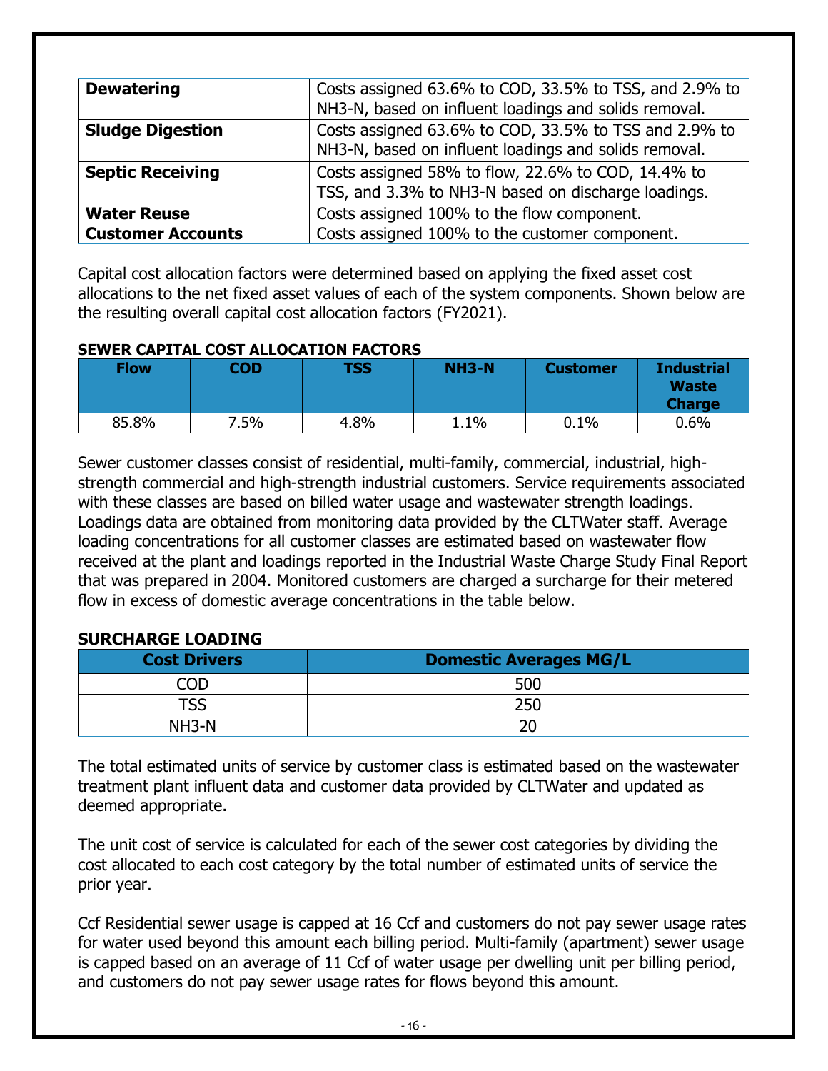| | |
|---|---|
| **Dewatering** | Costs assigned 63.6% to COD, 33.5% to TSS, and 2.9% to NH3-N, based on influent loadings and solids removal. |
| **Sludge Digestion** | Costs assigned 63.6% to COD, 33.5% to TSS and 2.9% to NH3-N, based on influent loadings and solids removal. |
| **Septic Receiving** | Costs assigned 58% to flow, 22.6% to COD, 14.4% to TSS, and 3.3% to NH3-N based on discharge loadings. |
| **Water Reuse** | Costs assigned 100% to the flow component. |
| **Customer Accounts** | Costs assigned 100% to the customer component. |

Capital cost allocation factors were determined based on applying the fixed asset cost allocations to the net fixed asset values of each of the system components. Shown below are the resulting overall capital cost allocation factors (FY2021).

**SEWER CAPITAL COST ALLOCATION FACTORS**

| Flow | COD | TSS | NH3-N | Customer | Industrial Waste Charge |
|---|---|---|---|---|---|
| 85.8% | 7.5% | 4.8% | 1.1% | 0.1% | 0.6% |

Sewer customer classes consist of residential, multi-family, commercial, industrial, high-strength commercial and high-strength industrial customers. Service requirements associated with these classes are based on billed water usage and wastewater strength loadings. Loadings data are obtained from monitoring data provided by the CLTWater staff. Average loading concentrations for all customer classes are estimated based on wastewater flow received at the plant and loadings reported in the Industrial Waste Charge Study Final Report that was prepared in 2004. Monitored customers are charged a surcharge for their metered flow in excess of domestic average concentrations in the table below.

**SURCHARGE LOADING**

| Cost Drivers | Domestic Averages MG/L |
|---|---|
| COD | 500 |
| TSS | 250 |
| NH3-N | 20 |

The total estimated units of service by customer class is estimated based on the wastewater treatment plant influent data and customer data provided by CLTWater and updated as deemed appropriate.

The unit cost of service is calculated for each of the sewer cost categories by dividing the cost allocated to each cost category by the total number of estimated units of service the prior year.

Ccf Residential sewer usage is capped at 16 Ccf and customers do not pay sewer usage rates for water used beyond this amount each billing period. Multi-family (apartment) sewer usage is capped based on an average of 11 Ccf of water usage per dwelling unit per billing period, and customers do not pay sewer usage rates for flows beyond this amount.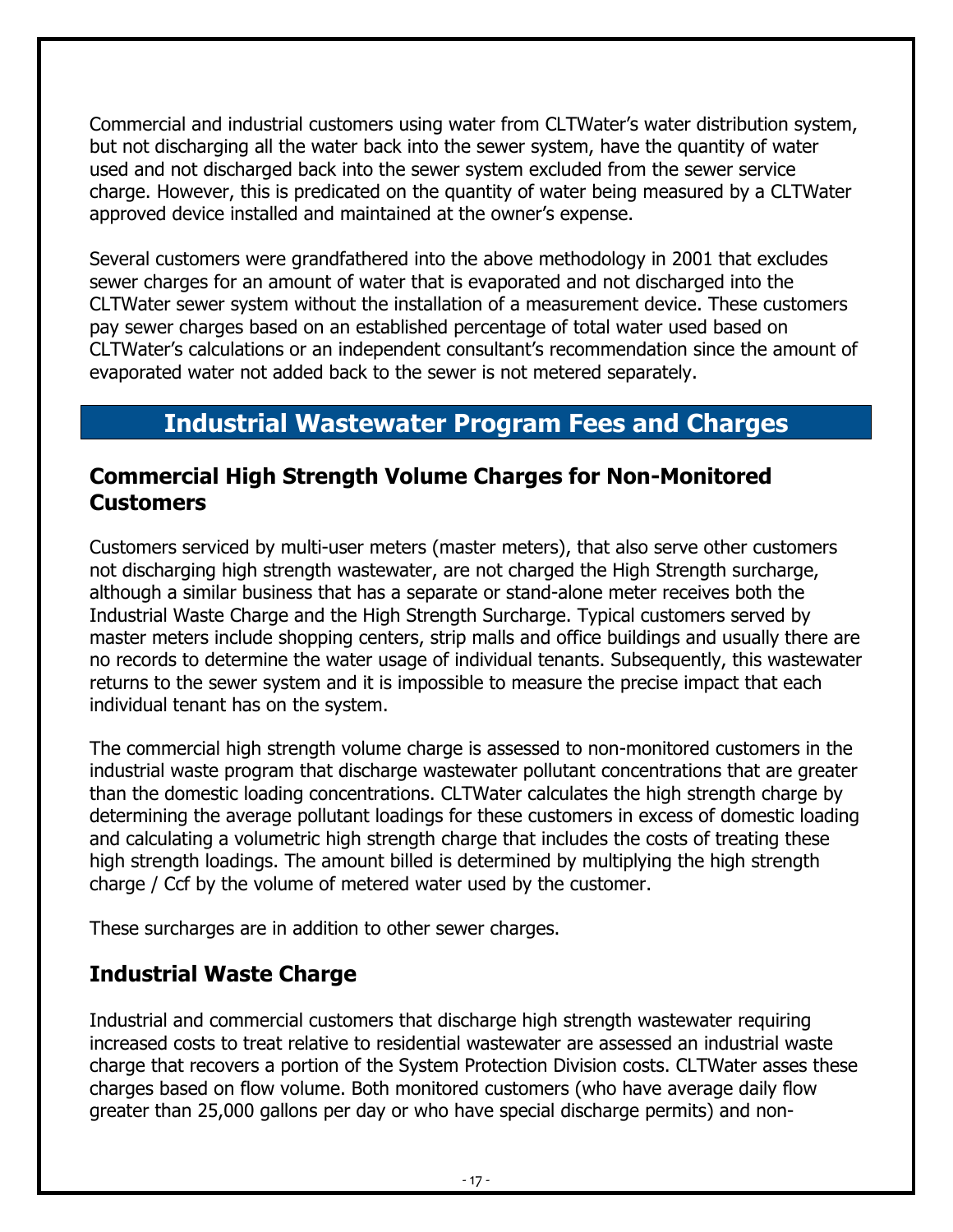Commercial and industrial customers using water from CLTWater's water distribution system, but not discharging all the water back into the sewer system, have the quantity of water used and not discharged back into the sewer system excluded from the sewer service charge. However, this is predicated on the quantity of water being measured by a CLTWater approved device installed and maintained at the owner's expense.

Several customers were grandfathered into the above methodology in 2001 that excludes sewer charges for an amount of water that is evaporated and not discharged into the CLTWater sewer system without the installation of a measurement device. These customers pay sewer charges based on an established percentage of total water used based on CLTWater's calculations or an independent consultant's recommendation since the amount of evaporated water not added back to the sewer is not metered separately.

# Industrial Wastewater Program Fees and Charges

## Commercial High Strength Volume Charges for Non-Monitored Customers

Customers serviced by multi-user meters (master meters), that also serve other customers not discharging high strength wastewater, are not charged the High Strength surcharge, although a similar business that has a separate or stand-alone meter receives both the Industrial Waste Charge and the High Strength Surcharge. Typical customers served by master meters include shopping centers, strip malls and office buildings and usually there are no records to determine the water usage of individual tenants. Subsequently, this wastewater returns to the sewer system and it is impossible to measure the precise impact that each individual tenant has on the system.

The commercial high strength volume charge is assessed to non-monitored customers in the industrial waste program that discharge wastewater pollutant concentrations that are greater than the domestic loading concentrations. CLTWater calculates the high strength charge by determining the average pollutant loadings for these customers in excess of domestic loading and calculating a volumetric high strength charge that includes the costs of treating these high strength loadings. The amount billed is determined by multiplying the high strength charge / Ccf by the volume of metered water used by the customer.

These surcharges are in addition to other sewer charges.

## Industrial Waste Charge

Industrial and commercial customers that discharge high strength wastewater requiring increased costs to treat relative to residential wastewater are assessed an industrial waste charge that recovers a portion of the System Protection Division costs. CLTWater asses these charges based on flow volume. Both monitored customers (who have average daily flow greater than 25,000 gallons per day or who have special discharge permits) and non-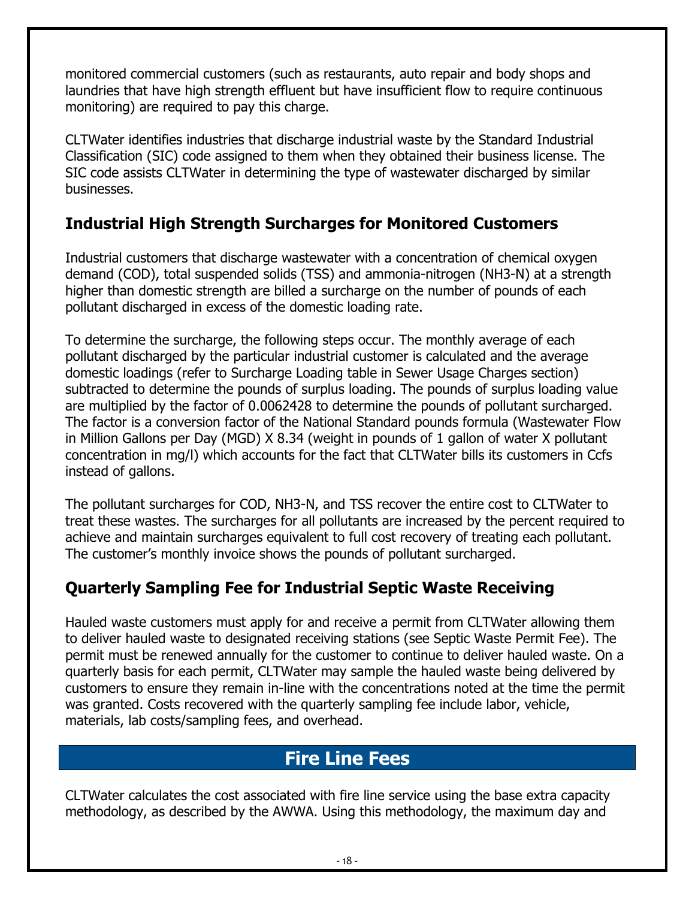monitored commercial customers (such as restaurants, auto repair and body shops and laundries that have high strength effluent but have insufficient flow to require continuous monitoring) are required to pay this charge.

CLTWater identifies industries that discharge industrial waste by the Standard Industrial Classification (SIC) code assigned to them when they obtained their business license. The SIC code assists CLTWater in determining the type of wastewater discharged by similar businesses.

## Industrial High Strength Surcharges for Monitored Customers

Industrial customers that discharge wastewater with a concentration of chemical oxygen demand (COD), total suspended solids (TSS) and ammonia-nitrogen ($NH_3$-N) at a strength higher than domestic strength are billed a surcharge on the number of pounds of each pollutant discharged in excess of the domestic loading rate.

To determine the surcharge, the following steps occur. The monthly average of each pollutant discharged by the particular industrial customer is calculated and the average domestic loadings (refer to Surcharge Loading table in Sewer Usage Charges section) subtracted to determine the pounds of surplus loading. The pounds of surplus loading value are multiplied by the factor of 0.0062428 to determine the pounds of pollutant surcharged. The factor is a conversion factor of the National Standard pounds formula (Wastewater Flow in Million Gallons per Day (MGD) X 8.34 (weight in pounds of 1 gallon of water X pollutant concentration in mg/l) which accounts for the fact that CLTWater bills its customers in Ccfs instead of gallons.

The pollutant surcharges for COD, $NH_3$-N, and TSS recover the entire cost to CLTWater to treat these wastes. The surcharges for all pollutants are increased by the percent required to achieve and maintain surcharges equivalent to full cost recovery of treating each pollutant. The customer's monthly invoice shows the pounds of pollutant surcharged.

## Quarterly Sampling Fee for Industrial Septic Waste Receiving

Hauled waste customers must apply for and receive a permit from CLTWater allowing them to deliver hauled waste to designated receiving stations (see Septic Waste Permit Fee). The permit must be renewed annually for the customer to continue to deliver hauled waste. On a quarterly basis for each permit, CLTWater may sample the hauled waste being delivered by customers to ensure they remain in-line with the concentrations noted at the time the permit was granted. Costs recovered with the quarterly sampling fee include labor, vehicle, materials, lab costs/sampling fees, and overhead.

# Fire Line Fees

CLTWater calculates the cost associated with fire line service using the base extra capacity methodology, as described by the AWWA. Using this methodology, the maximum day and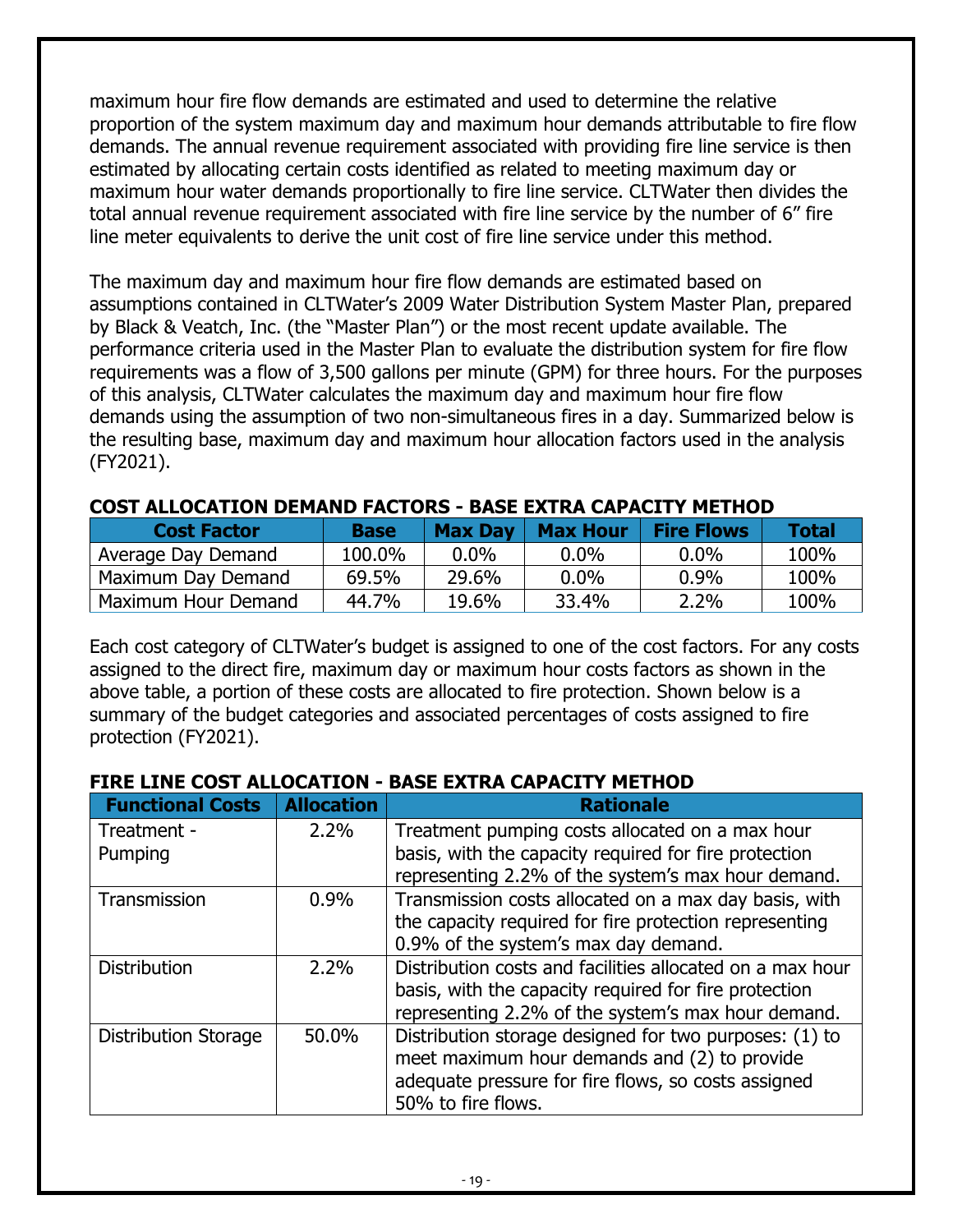maximum hour fire flow demands are estimated and used to determine the relative proportion of the system maximum day and maximum hour demands attributable to fire flow demands. The annual revenue requirement associated with providing fire line service is then estimated by allocating certain costs identified as related to meeting maximum day or maximum hour water demands proportionally to fire line service. CLTWater then divides the total annual revenue requirement associated with fire line service by the number of 6" fire line meter equivalents to derive the unit cost of fire line service under this method.

The maximum day and maximum hour fire flow demands are estimated based on assumptions contained in CLTWater's 2009 Water Distribution System Master Plan, prepared by Black & Veatch, Inc. (the "Master Plan") or the most recent update available. The performance criteria used in the Master Plan to evaluate the distribution system for fire flow requirements was a flow of 3,500 gallons per minute (GPM) for three hours. For the purposes of this analysis, CLTWater calculates the maximum day and maximum hour fire flow demands using the assumption of two non-simultaneous fires in a day. Summarized below is the resulting base, maximum day and maximum hour allocation factors used in the analysis (FY2021).

**COST ALLOCATION DEMAND FACTORS - BASE EXTRA CAPACITY METHOD**

| Cost Factor | Base | Max Day | Max Hour | Fire Flows | Total |
|---|---|---|---|---|---|
| Average Day Demand | 100.0% | 0.0% | 0.0% | 0.0% | 100% |
| Maximum Day Demand | 69.5% | 29.6% | 0.0% | 0.9% | 100% |
| Maximum Hour Demand | 44.7% | 19.6% | 33.4% | 2.2% | 100% |

Each cost category of CLTWater's budget is assigned to one of the cost factors. For any costs assigned to the direct fire, maximum day or maximum hour costs factors as shown in the above table, a portion of these costs are allocated to fire protection. Shown below is a summary of the budget categories and associated percentages of costs assigned to fire protection (FY2021).

**FIRE LINE COST ALLOCATION - BASE EXTRA CAPACITY METHOD**

| Functional Costs | Allocation | Rationale |
|---|---|---|
| Treatment - Pumping | 2.2% | Treatment pumping costs allocated on a max hour basis, with the capacity required for fire protection representing 2.2% of the system's max hour demand. |
| Transmission | 0.9% | Transmission costs allocated on a max day basis, with the capacity required for fire protection representing 0.9% of the system's max day demand. |
| Distribution | 2.2% | Distribution costs and facilities allocated on a max hour basis, with the capacity required for fire protection representing 2.2% of the system's max hour demand. |
| Distribution Storage | 50.0% | Distribution storage designed for two purposes: (1) to meet maximum hour demands and (2) to provide adequate pressure for fire flows, so costs assigned 50% to fire flows. |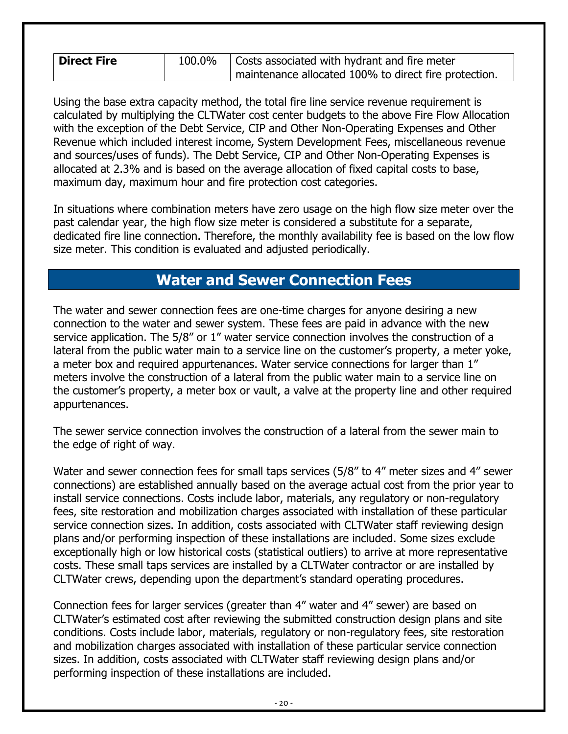| Direct Fire | 100.0% | Costs associated with hydrant and fire meter maintenance allocated 100% to direct fire protection. |
|---|---|---|

Using the base extra capacity method, the total fire line service revenue requirement is calculated by multiplying the CLTWater cost center budgets to the above Fire Flow Allocation with the exception of the Debt Service, CIP and Other Non-Operating Expenses and Other Revenue which included interest income, System Development Fees, miscellaneous revenue and sources/uses of funds). The Debt Service, CIP and Other Non-Operating Expenses is allocated at 2.3% and is based on the average allocation of fixed capital costs to base, maximum day, maximum hour and fire protection cost categories.

In situations where combination meters have zero usage on the high flow size meter over the past calendar year, the high flow size meter is considered a substitute for a separate, dedicated fire line connection. Therefore, the monthly availability fee is based on the low flow size meter. This condition is evaluated and adjusted periodically.

## Water and Sewer Connection Fees

The water and sewer connection fees are one-time charges for anyone desiring a new connection to the water and sewer system. These fees are paid in advance with the new service application. The 5/8" or 1" water service connection involves the construction of a lateral from the public water main to a service line on the customer's property, a meter yoke, a meter box and required appurtenances. Water service connections for larger than 1" meters involve the construction of a lateral from the public water main to a service line on the customer's property, a meter box or vault, a valve at the property line and other required appurtenances.

The sewer service connection involves the construction of a lateral from the sewer main to the edge of right of way.

Water and sewer connection fees for small taps services (5/8" to 4" meter sizes and 4" sewer connections) are established annually based on the average actual cost from the prior year to install service connections. Costs include labor, materials, any regulatory or non-regulatory fees, site restoration and mobilization charges associated with installation of these particular service connection sizes. In addition, costs associated with CLTWater staff reviewing design plans and/or performing inspection of these installations are included. Some sizes exclude exceptionally high or low historical costs (statistical outliers) to arrive at more representative costs. These small taps services are installed by a CLTWater contractor or are installed by CLTWater crews, depending upon the department's standard operating procedures.

Connection fees for larger services (greater than 4" water and 4" sewer) are based on CLTWater's estimated cost after reviewing the submitted construction design plans and site conditions. Costs include labor, materials, regulatory or non-regulatory fees, site restoration and mobilization charges associated with installation of these particular service connection sizes. In addition, costs associated with CLTWater staff reviewing design plans and/or performing inspection of these installations are included.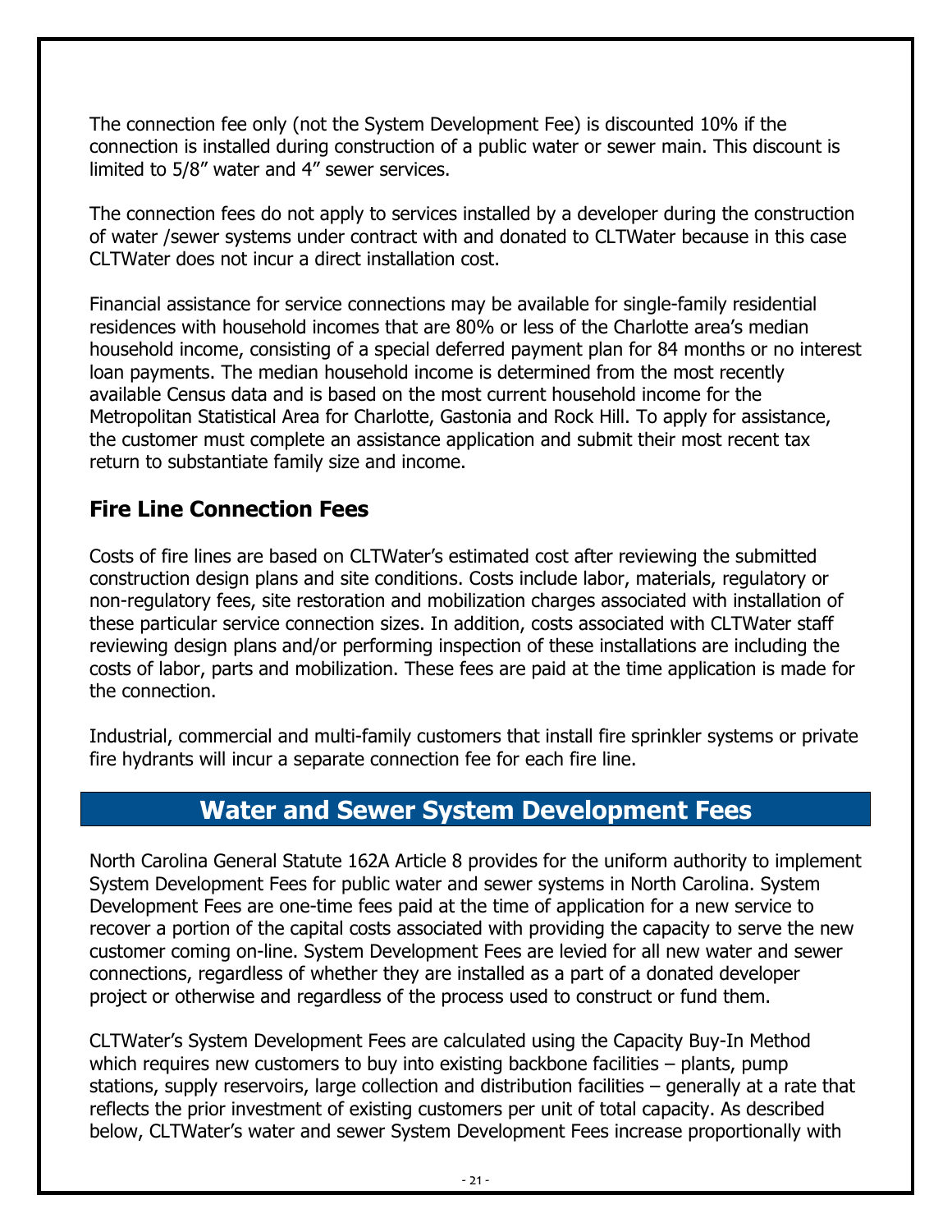The connection fee only (not the System Development Fee) is discounted 10% if the connection is installed during construction of a public water or sewer main. This discount is limited to 5/8” water and 4” sewer services.

The connection fees do not apply to services installed by a developer during the construction of water /sewer systems under contract with and donated to CLTWater because in this case CLTWater does not incur a direct installation cost.

Financial assistance for service connections may be available for single-family residential residences with household incomes that are 80% or less of the Charlotte area’s median household income, consisting of a special deferred payment plan for 84 months or no interest loan payments. The median household income is determined from the most recently available Census data and is based on the most current household income for the Metropolitan Statistical Area for Charlotte, Gastonia and Rock Hill. To apply for assistance, the customer must complete an assistance application and submit their most recent tax return to substantiate family size and income.

### Fire Line Connection Fees

Costs of fire lines are based on CLTWater’s estimated cost after reviewing the submitted construction design plans and site conditions. Costs include labor, materials, regulatory or non-regulatory fees, site restoration and mobilization charges associated with installation of these particular service connection sizes. In addition, costs associated with CLTWater staff reviewing design plans and/or performing inspection of these installations are including the costs of labor, parts and mobilization. These fees are paid at the time application is made for the connection.

Industrial, commercial and multi-family customers that install fire sprinkler systems or private fire hydrants will incur a separate connection fee for each fire line.

## Water and Sewer System Development Fees

North Carolina General Statute 162A Article 8 provides for the uniform authority to implement System Development Fees for public water and sewer systems in North Carolina. System Development Fees are one-time fees paid at the time of application for a new service to recover a portion of the capital costs associated with providing the capacity to serve the new customer coming on-line. System Development Fees are levied for all new water and sewer connections, regardless of whether they are installed as a part of a donated developer project or otherwise and regardless of the process used to construct or fund them.

CLTWater’s System Development Fees are calculated using the Capacity Buy-In Method which requires new customers to buy into existing backbone facilities – plants, pump stations, supply reservoirs, large collection and distribution facilities – generally at a rate that reflects the prior investment of existing customers per unit of total capacity. As described below, CLTWater’s water and sewer System Development Fees increase proportionally with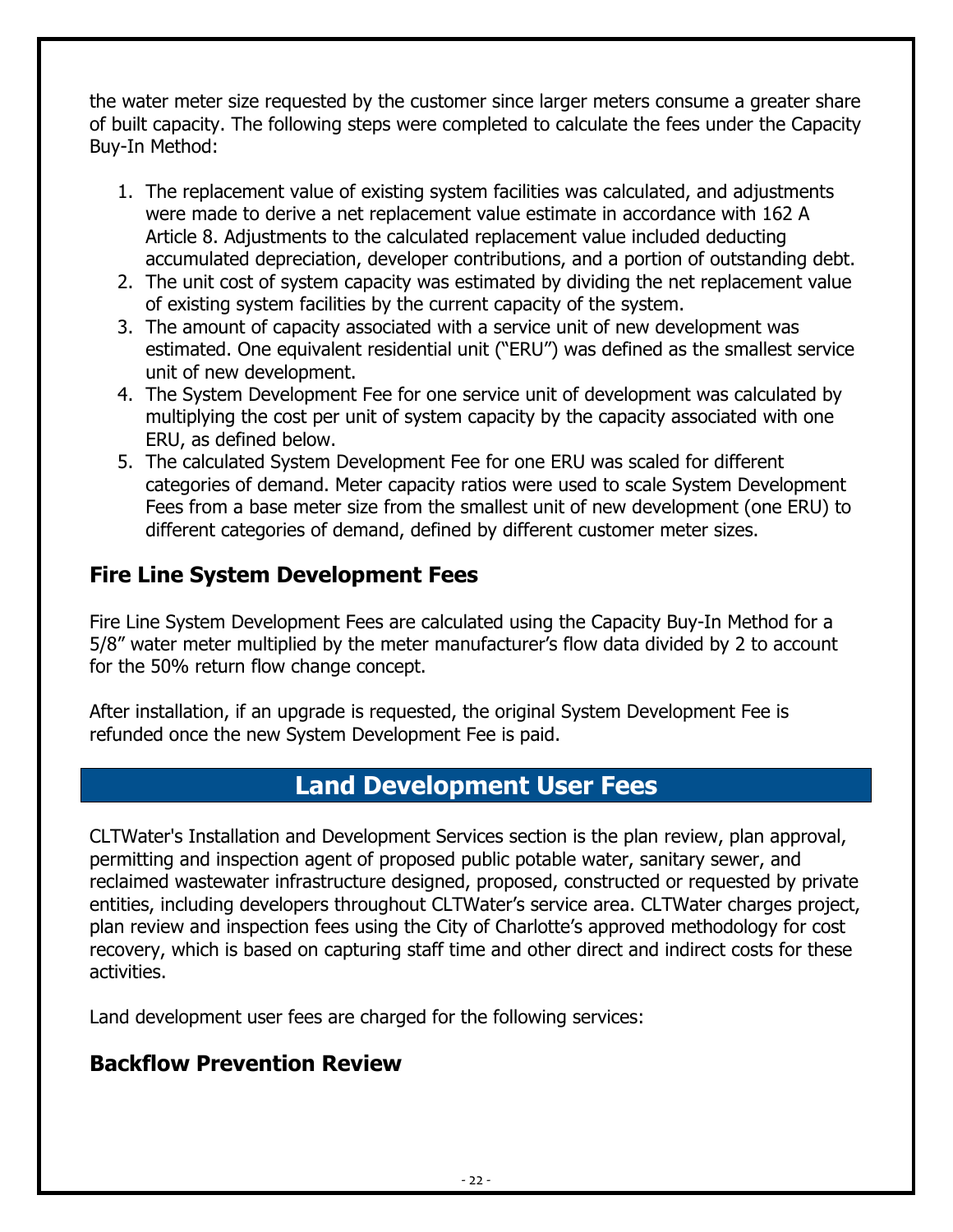the water meter size requested by the customer since larger meters consume a greater share of built capacity. The following steps were completed to calculate the fees under the Capacity Buy-In Method:

1. The replacement value of existing system facilities was calculated, and adjustments were made to derive a net replacement value estimate in accordance with 162 A Article 8. Adjustments to the calculated replacement value included deducting accumulated depreciation, developer contributions, and a portion of outstanding debt.
2. The unit cost of system capacity was estimated by dividing the net replacement value of existing system facilities by the current capacity of the system.
3. The amount of capacity associated with a service unit of new development was estimated. One equivalent residential unit ("ERU") was defined as the smallest service unit of new development.
4. The System Development Fee for one service unit of development was calculated by multiplying the cost per unit of system capacity by the capacity associated with one ERU, as defined below.
5. The calculated System Development Fee for one ERU was scaled for different categories of demand. Meter capacity ratios were used to scale System Development Fees from a base meter size from the smallest unit of new development (one ERU) to different categories of demand, defined by different customer meter sizes.

## Fire Line System Development Fees

Fire Line System Development Fees are calculated using the Capacity Buy-In Method for a 5/8" water meter multiplied by the meter manufacturer's flow data divided by 2 to account for the 50% return flow change concept.

After installation, if an upgrade is requested, the original System Development Fee is refunded once the new System Development Fee is paid.

# Land Development User Fees

CLTWater's Installation and Development Services section is the plan review, plan approval, permitting and inspection agent of proposed public potable water, sanitary sewer, and reclaimed wastewater infrastructure designed, proposed, constructed or requested by private entities, including developers throughout CLTWater's service area. CLTWater charges project, plan review and inspection fees using the City of Charlotte's approved methodology for cost recovery, which is based on capturing staff time and other direct and indirect costs for these activities.

Land development user fees are charged for the following services:

## Backflow Prevention Review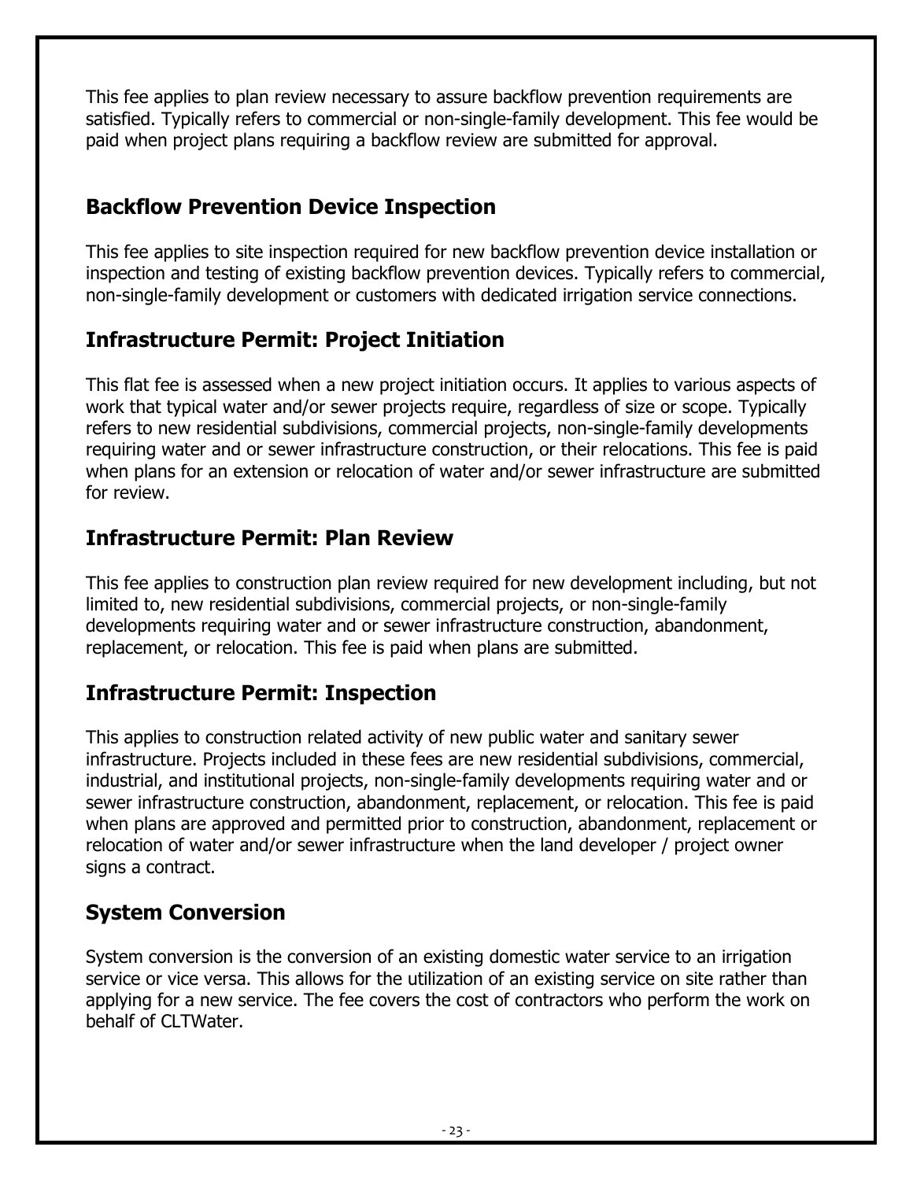This fee applies to plan review necessary to assure backflow prevention requirements are satisfied. Typically refers to commercial or non-single-family development. This fee would be paid when project plans requiring a backflow review are submitted for approval.

## Backflow Prevention Device Inspection

This fee applies to site inspection required for new backflow prevention device installation or inspection and testing of existing backflow prevention devices. Typically refers to commercial, non-single-family development or customers with dedicated irrigation service connections.

## Infrastructure Permit: Project Initiation

This flat fee is assessed when a new project initiation occurs. It applies to various aspects of work that typical water and/or sewer projects require, regardless of size or scope. Typically refers to new residential subdivisions, commercial projects, non-single-family developments requiring water and or sewer infrastructure construction, or their relocations. This fee is paid when plans for an extension or relocation of water and/or sewer infrastructure are submitted for review.

## Infrastructure Permit: Plan Review

This fee applies to construction plan review required for new development including, but not limited to, new residential subdivisions, commercial projects, or non-single-family developments requiring water and or sewer infrastructure construction, abandonment, replacement, or relocation. This fee is paid when plans are submitted.

## Infrastructure Permit: Inspection

This applies to construction related activity of new public water and sanitary sewer infrastructure. Projects included in these fees are new residential subdivisions, commercial, industrial, and institutional projects, non-single-family developments requiring water and or sewer infrastructure construction, abandonment, replacement, or relocation. This fee is paid when plans are approved and permitted prior to construction, abandonment, replacement or relocation of water and/or sewer infrastructure when the land developer / project owner signs a contract.

## System Conversion

System conversion is the conversion of an existing domestic water service to an irrigation service or vice versa. This allows for the utilization of an existing service on site rather than applying for a new service. The fee covers the cost of contractors who perform the work on behalf of CLTWater.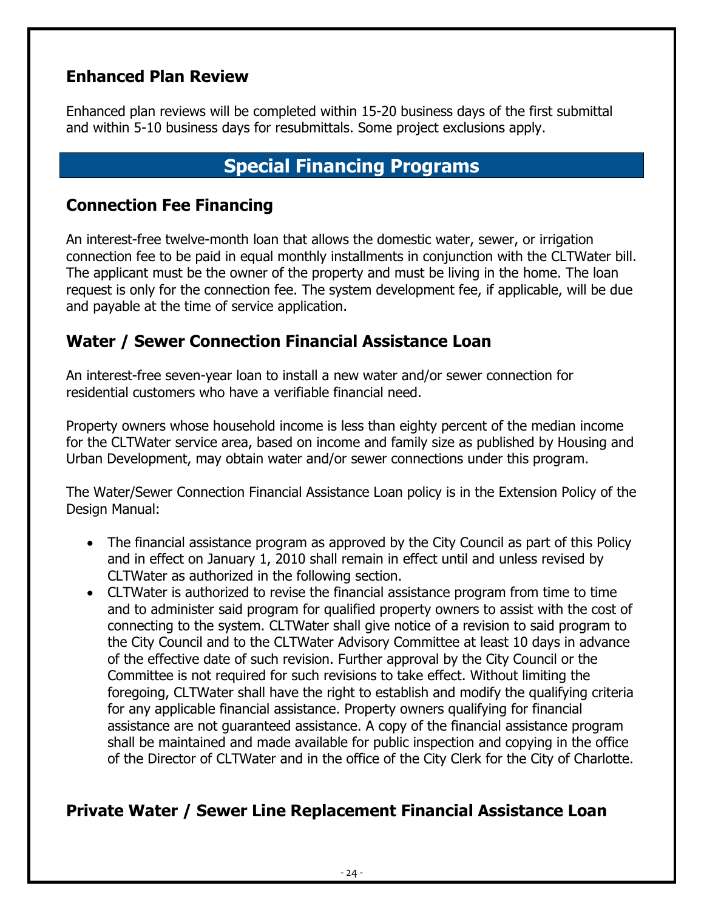## Enhanced Plan Review

Enhanced plan reviews will be completed within 15-20 business days of the first submittal and within 5-10 business days for resubmittals. Some project exclusions apply.

# Special Financing Programs

## Connection Fee Financing

An interest-free twelve-month loan that allows the domestic water, sewer, or irrigation connection fee to be paid in equal monthly installments in conjunction with the CLTWater bill. The applicant must be the owner of the property and must be living in the home. The loan request is only for the connection fee. The system development fee, if applicable, will be due and payable at the time of service application.

## Water / Sewer Connection Financial Assistance Loan

An interest-free seven-year loan to install a new water and/or sewer connection for residential customers who have a verifiable financial need.

Property owners whose household income is less than eighty percent of the median income for the CLTWater service area, based on income and family size as published by Housing and Urban Development, may obtain water and/or sewer connections under this program.

The Water/Sewer Connection Financial Assistance Loan policy is in the Extension Policy of the Design Manual:

- The financial assistance program as approved by the City Council as part of this Policy and in effect on January 1, 2010 shall remain in effect until and unless revised by CLTWater as authorized in the following section.
- CLTWater is authorized to revise the financial assistance program from time to time and to administer said program for qualified property owners to assist with the cost of connecting to the system. CLTWater shall give notice of a revision to said program to the City Council and to the CLTWater Advisory Committee at least 10 days in advance of the effective date of such revision. Further approval by the City Council or the Committee is not required for such revisions to take effect. Without limiting the foregoing, CLTWater shall have the right to establish and modify the qualifying criteria for any applicable financial assistance. Property owners qualifying for financial assistance are not guaranteed assistance. A copy of the financial assistance program shall be maintained and made available for public inspection and copying in the office of the Director of CLTWater and in the office of the City Clerk for the City of Charlotte.

## Private Water / Sewer Line Replacement Financial Assistance Loan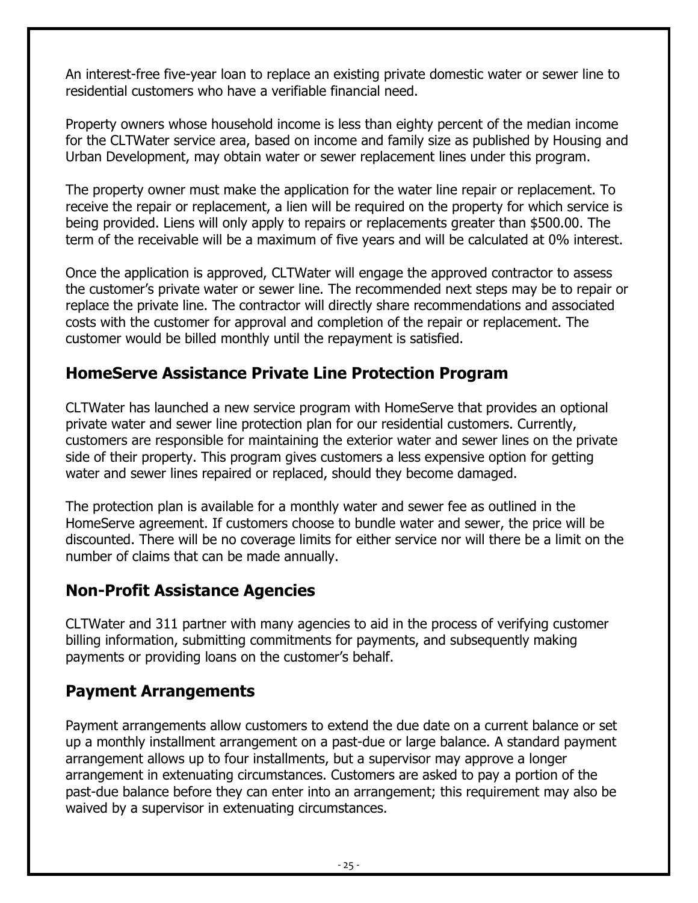An interest-free five-year loan to replace an existing private domestic water or sewer line to residential customers who have a verifiable financial need.

Property owners whose household income is less than eighty percent of the median income for the CLTWater service area, based on income and family size as published by Housing and Urban Development, may obtain water or sewer replacement lines under this program.

The property owner must make the application for the water line repair or replacement. To receive the repair or replacement, a lien will be required on the property for which service is being provided. Liens will only apply to repairs or replacements greater than $500.00. The term of the receivable will be a maximum of five years and will be calculated at 0% interest.

Once the application is approved, CLTWater will engage the approved contractor to assess the customer's private water or sewer line. The recommended next steps may be to repair or replace the private line. The contractor will directly share recommendations and associated costs with the customer for approval and completion of the repair or replacement. The customer would be billed monthly until the repayment is satisfied.

## HomeServe Assistance Private Line Protection Program

CLTWater has launched a new service program with HomeServe that provides an optional private water and sewer line protection plan for our residential customers. Currently, customers are responsible for maintaining the exterior water and sewer lines on the private side of their property. This program gives customers a less expensive option for getting water and sewer lines repaired or replaced, should they become damaged.

The protection plan is available for a monthly water and sewer fee as outlined in the HomeServe agreement. If customers choose to bundle water and sewer, the price will be discounted. There will be no coverage limits for either service nor will there be a limit on the number of claims that can be made annually.

## Non-Profit Assistance Agencies

CLTWater and 311 partner with many agencies to aid in the process of verifying customer billing information, submitting commitments for payments, and subsequently making payments or providing loans on the customer's behalf.

## Payment Arrangements

Payment arrangements allow customers to extend the due date on a current balance or set up a monthly installment arrangement on a past-due or large balance. A standard payment arrangement allows up to four installments, but a supervisor may approve a longer arrangement in extenuating circumstances. Customers are asked to pay a portion of the past-due balance before they can enter into an arrangement; this requirement may also be waived by a supervisor in extenuating circumstances.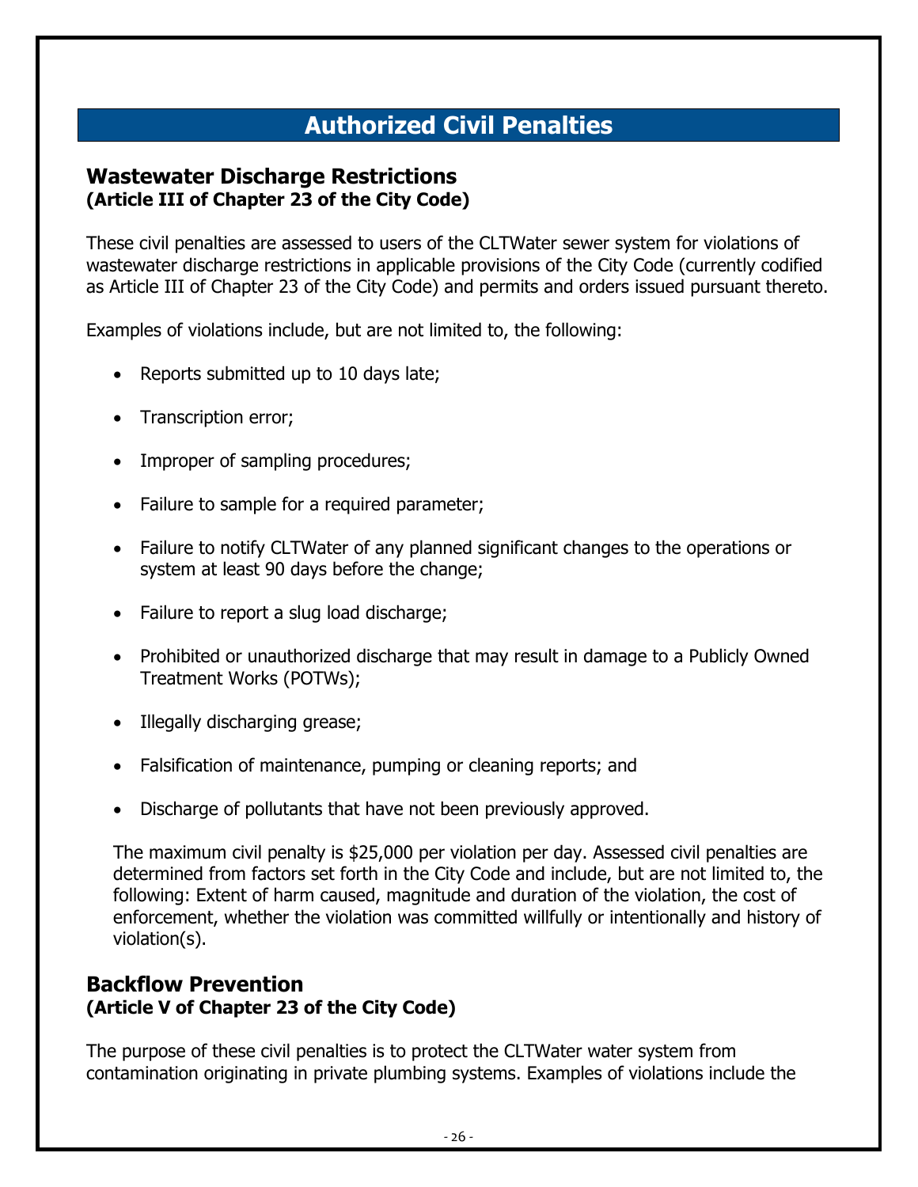# Authorized Civil Penalties

## Wastewater Discharge Restrictions
**(Article III of Chapter 23 of the City Code)**

These civil penalties are assessed to users of the CLTWater sewer system for violations of wastewater discharge restrictions in applicable provisions of the City Code (currently codified as Article III of Chapter 23 of the City Code) and permits and orders issued pursuant thereto.

Examples of violations include, but are not limited to, the following:

- Reports submitted up to 10 days late;
- Transcription error;
- Improper of sampling procedures;
- Failure to sample for a required parameter;
- Failure to notify CLTWater of any planned significant changes to the operations or system at least 90 days before the change;
- Failure to report a slug load discharge;
- Prohibited or unauthorized discharge that may result in damage to a Publicly Owned Treatment Works (POTWs);
- Illegally discharging grease;
- Falsification of maintenance, pumping or cleaning reports; and
- Discharge of pollutants that have not been previously approved.

The maximum civil penalty is $25,000 per violation per day. Assessed civil penalties are determined from factors set forth in the City Code and include, but are not limited to, the following: Extent of harm caused, magnitude and duration of the violation, the cost of enforcement, whether the violation was committed willfully or intentionally and history of violation(s).

## Backflow Prevention
**(Article V of Chapter 23 of the City Code)**

The purpose of these civil penalties is to protect the CLTWater water system from contamination originating in private plumbing systems. Examples of violations include the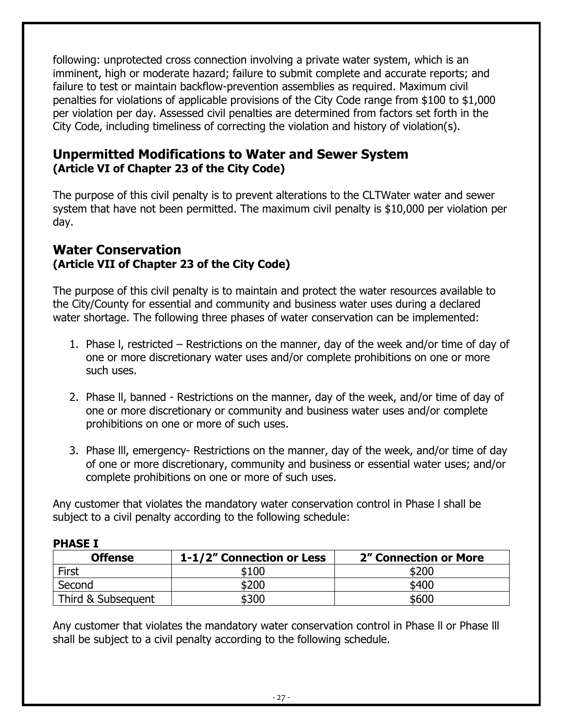following: unprotected cross connection involving a private water system, which is an imminent, high or moderate hazard; failure to submit complete and accurate reports; and failure to test or maintain backflow-prevention assemblies as required. Maximum civil penalties for violations of applicable provisions of the City Code range from $100 to $1,000 per violation per day. Assessed civil penalties are determined from factors set forth in the City Code, including timeliness of correcting the violation and history of violation(s).

## Unpermitted Modifications to Water and Sewer System
**(Article VI of Chapter 23 of the City Code)**

The purpose of this civil penalty is to prevent alterations to the CLTWater water and sewer system that have not been permitted. The maximum civil penalty is $10,000 per violation per day.

## Water Conservation
**(Article VII of Chapter 23 of the City Code)**

The purpose of this civil penalty is to maintain and protect the water resources available to the City/County for essential and community and business water uses during a declared water shortage. The following three phases of water conservation can be implemented:

1. Phase l, restricted – Restrictions on the manner, day of the week and/or time of day of one or more discretionary water uses and/or complete prohibitions on one or more such uses.
2. Phase ll, banned - Restrictions on the manner, day of the week, and/or time of day of one or more discretionary or community and business water uses and/or complete prohibitions on one or more of such uses.
3. Phase lll, emergency- Restrictions on the manner, day of the week, and/or time of day of one or more discretionary, community and business or essential water uses; and/or complete prohibitions on one or more of such uses.

Any customer that violates the mandatory water conservation control in Phase l shall be subject to a civil penalty according to the following schedule:

**PHASE I**

| Offense | 1-1/2" Connection or Less | 2" Connection or More |
|---|---|---|
| First | $100 | $200 |
| Second | $200 | $400 |
| Third & Subsequent | $300 | $600 |

Any customer that violates the mandatory water conservation control in Phase ll or Phase lll shall be subject to a civil penalty according to the following schedule.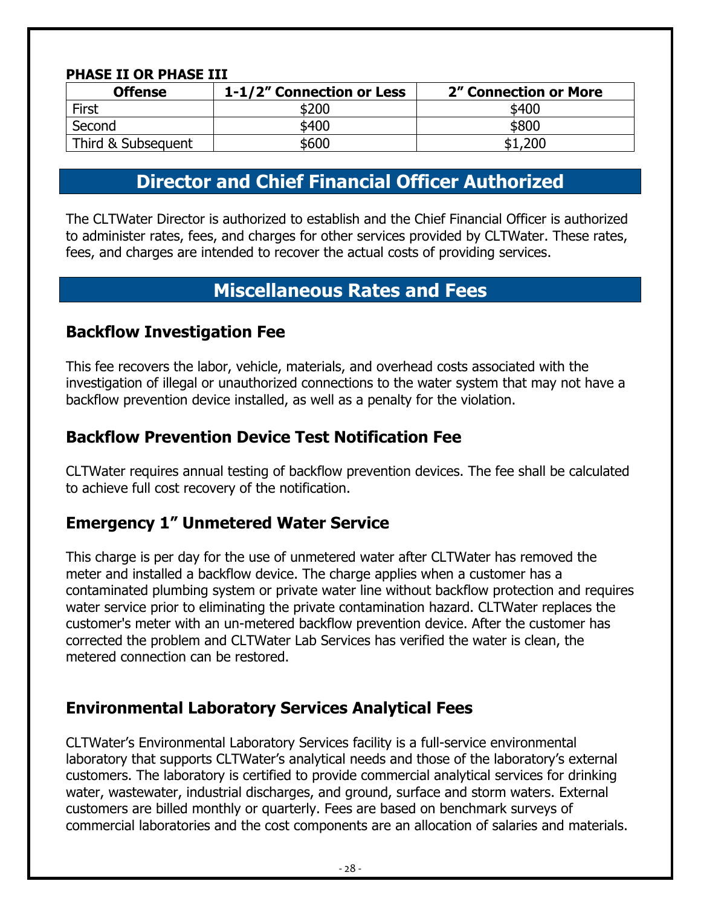**PHASE II OR PHASE III**

| Offense | 1-1/2" Connection or Less | 2" Connection or More |
|---|---|---|
| First | $200 | $400 |
| Second | $400 | $800 |
| Third & Subsequent | $600 | $1,200 |

# Director and Chief Financial Officer Authorized

The CLTWater Director is authorized to establish and the Chief Financial Officer is authorized to administer rates, fees, and charges for other services provided by CLTWater. These rates, fees, and charges are intended to recover the actual costs of providing services.

# Miscellaneous Rates and Fees

## Backflow Investigation Fee

This fee recovers the labor, vehicle, materials, and overhead costs associated with the investigation of illegal or unauthorized connections to the water system that may not have a backflow prevention device installed, as well as a penalty for the violation.

## Backflow Prevention Device Test Notification Fee

CLTWater requires annual testing of backflow prevention devices. The fee shall be calculated to achieve full cost recovery of the notification.

## Emergency 1" Unmetered Water Service

This charge is per day for the use of unmetered water after CLTWater has removed the meter and installed a backflow device. The charge applies when a customer has a contaminated plumbing system or private water line without backflow protection and requires water service prior to eliminating the private contamination hazard. CLTWater replaces the customer's meter with an un-metered backflow prevention device. After the customer has corrected the problem and CLTWater Lab Services has verified the water is clean, the metered connection can be restored.

## Environmental Laboratory Services Analytical Fees

CLTWater's Environmental Laboratory Services facility is a full-service environmental laboratory that supports CLTWater's analytical needs and those of the laboratory's external customers. The laboratory is certified to provide commercial analytical services for drinking water, wastewater, industrial discharges, and ground, surface and storm waters. External customers are billed monthly or quarterly. Fees are based on benchmark surveys of commercial laboratories and the cost components are an allocation of salaries and materials.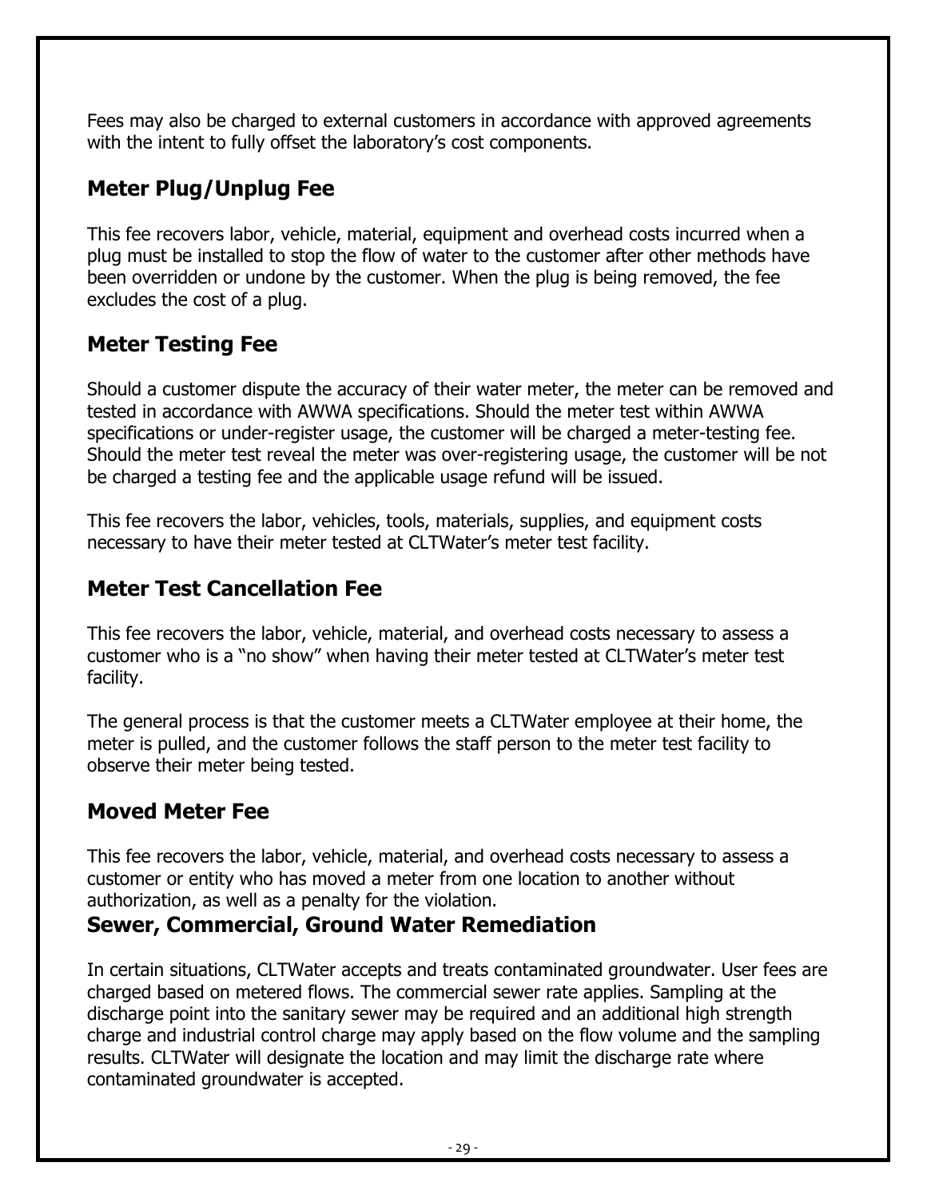Fees may also be charged to external customers in accordance with approved agreements with the intent to fully offset the laboratory's cost components.

## Meter Plug/Unplug Fee

This fee recovers labor, vehicle, material, equipment and overhead costs incurred when a plug must be installed to stop the flow of water to the customer after other methods have been overridden or undone by the customer. When the plug is being removed, the fee excludes the cost of a plug.

## Meter Testing Fee

Should a customer dispute the accuracy of their water meter, the meter can be removed and tested in accordance with AWWA specifications. Should the meter test within AWWA specifications or under-register usage, the customer will be charged a meter-testing fee. Should the meter test reveal the meter was over-registering usage, the customer will be not be charged a testing fee and the applicable usage refund will be issued.

This fee recovers the labor, vehicles, tools, materials, supplies, and equipment costs necessary to have their meter tested at CLTWater's meter test facility.

## Meter Test Cancellation Fee

This fee recovers the labor, vehicle, material, and overhead costs necessary to assess a customer who is a "no show" when having their meter tested at CLTWater's meter test facility.

The general process is that the customer meets a CLTWater employee at their home, the meter is pulled, and the customer follows the staff person to the meter test facility to observe their meter being tested.

## Moved Meter Fee

This fee recovers the labor, vehicle, material, and overhead costs necessary to assess a customer or entity who has moved a meter from one location to another without authorization, as well as a penalty for the violation.

## Sewer, Commercial, Ground Water Remediation

In certain situations, CLTWater accepts and treats contaminated groundwater. User fees are charged based on metered flows. The commercial sewer rate applies. Sampling at the discharge point into the sanitary sewer may be required and an additional high strength charge and industrial control charge may apply based on the flow volume and the sampling results. CLTWater will designate the location and may limit the discharge rate where contaminated groundwater is accepted.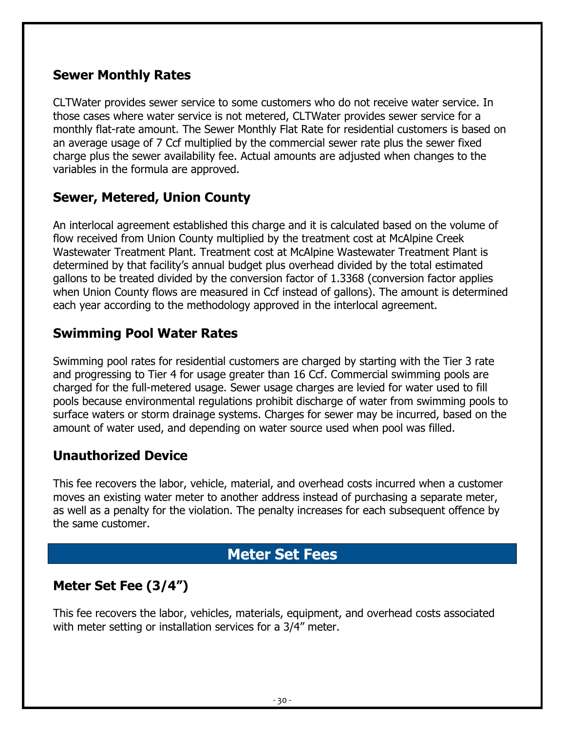## Sewer Monthly Rates

CLTWater provides sewer service to some customers who do not receive water service. In those cases where water service is not metered, CLTWater provides sewer service for a monthly flat-rate amount. The Sewer Monthly Flat Rate for residential customers is based on an average usage of 7 Ccf multiplied by the commercial sewer rate plus the sewer fixed charge plus the sewer availability fee. Actual amounts are adjusted when changes to the variables in the formula are approved.

## Sewer, Metered, Union County

An interlocal agreement established this charge and it is calculated based on the volume of flow received from Union County multiplied by the treatment cost at McAlpine Creek Wastewater Treatment Plant. Treatment cost at McAlpine Wastewater Treatment Plant is determined by that facility's annual budget plus overhead divided by the total estimated gallons to be treated divided by the conversion factor of 1.3368 (conversion factor applies when Union County flows are measured in Ccf instead of gallons). The amount is determined each year according to the methodology approved in the interlocal agreement.

## Swimming Pool Water Rates

Swimming pool rates for residential customers are charged by starting with the Tier 3 rate and progressing to Tier 4 for usage greater than 16 Ccf. Commercial swimming pools are charged for the full-metered usage. Sewer usage charges are levied for water used to fill pools because environmental regulations prohibit discharge of water from swimming pools to surface waters or storm drainage systems. Charges for sewer may be incurred, based on the amount of water used, and depending on water source used when pool was filled.

## Unauthorized Device

This fee recovers the labor, vehicle, material, and overhead costs incurred when a customer moves an existing water meter to another address instead of purchasing a separate meter, as well as a penalty for the violation. The penalty increases for each subsequent offence by the same customer.

# Meter Set Fees

## Meter Set Fee (3/4")

This fee recovers the labor, vehicles, materials, equipment, and overhead costs associated with meter setting or installation services for a 3/4" meter.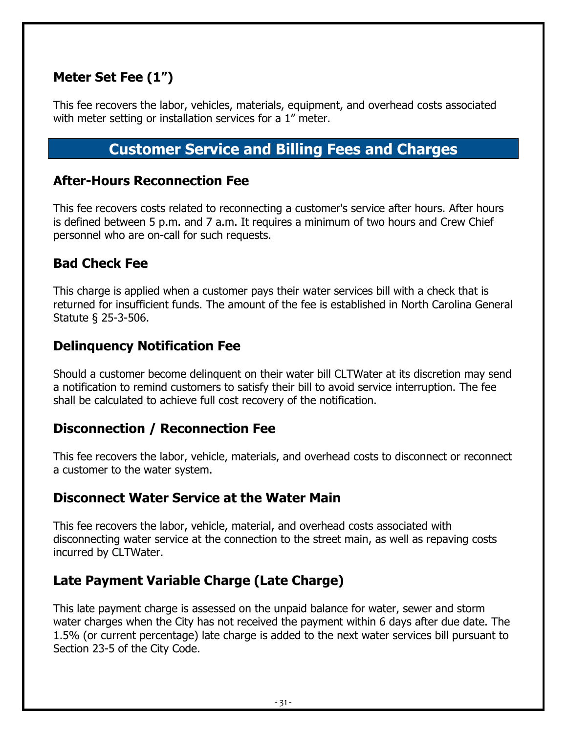### Meter Set Fee (1”)

This fee recovers the labor, vehicles, materials, equipment, and overhead costs associated with meter setting or installation services for a 1” meter.

## Customer Service and Billing Fees and Charges

### After-Hours Reconnection Fee

This fee recovers costs related to reconnecting a customer's service after hours. After hours is defined between 5 p.m. and 7 a.m. It requires a minimum of two hours and Crew Chief personnel who are on-call for such requests.

### Bad Check Fee

This charge is applied when a customer pays their water services bill with a check that is returned for insufficient funds. The amount of the fee is established in North Carolina General Statute § 25-3-506.

### Delinquency Notification Fee

Should a customer become delinquent on their water bill CLTWater at its discretion may send a notification to remind customers to satisfy their bill to avoid service interruption. The fee shall be calculated to achieve full cost recovery of the notification.

### Disconnection / Reconnection Fee

This fee recovers the labor, vehicle, materials, and overhead costs to disconnect or reconnect a customer to the water system.

### Disconnect Water Service at the Water Main

This fee recovers the labor, vehicle, material, and overhead costs associated with disconnecting water service at the connection to the street main, as well as repaving costs incurred by CLTWater.

### Late Payment Variable Charge (Late Charge)

This late payment charge is assessed on the unpaid balance for water, sewer and storm water charges when the City has not received the payment within 6 days after due date. The 1.5% (or current percentage) late charge is added to the next water services bill pursuant to Section 23-5 of the City Code.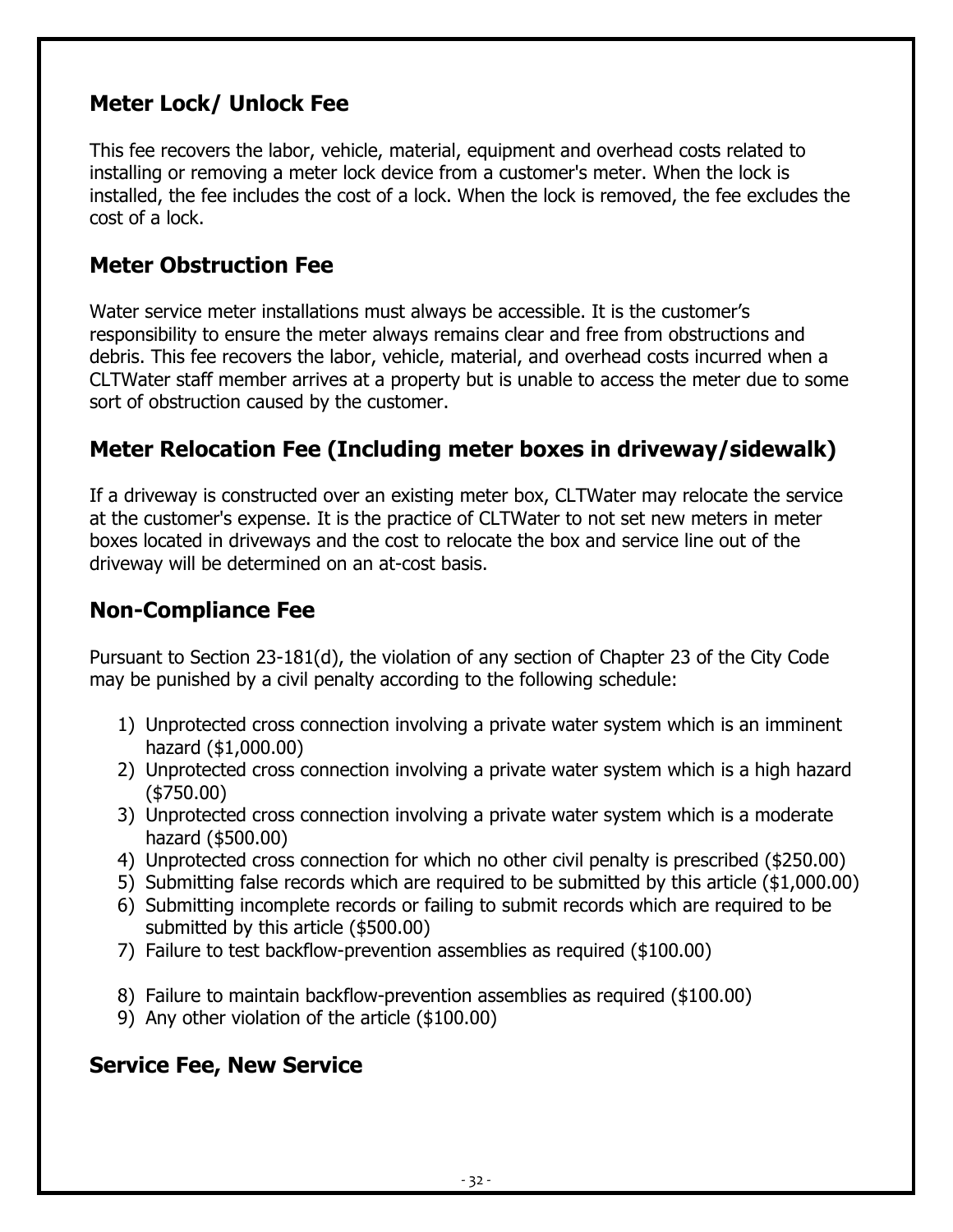## Meter Lock/ Unlock Fee

This fee recovers the labor, vehicle, material, equipment and overhead costs related to installing or removing a meter lock device from a customer's meter. When the lock is installed, the fee includes the cost of a lock. When the lock is removed, the fee excludes the cost of a lock.

## Meter Obstruction Fee

Water service meter installations must always be accessible. It is the customer's responsibility to ensure the meter always remains clear and free from obstructions and debris. This fee recovers the labor, vehicle, material, and overhead costs incurred when a CLTWater staff member arrives at a property but is unable to access the meter due to some sort of obstruction caused by the customer.

## Meter Relocation Fee (Including meter boxes in driveway/sidewalk)

If a driveway is constructed over an existing meter box, CLTWater may relocate the service at the customer's expense. It is the practice of CLTWater to not set new meters in meter boxes located in driveways and the cost to relocate the box and service line out of the driveway will be determined on an at-cost basis.

## Non-Compliance Fee

Pursuant to Section 23-181(d), the violation of any section of Chapter 23 of the City Code may be punished by a civil penalty according to the following schedule:

1) Unprotected cross connection involving a private water system which is an imminent hazard ($1,000.00)
2) Unprotected cross connection involving a private water system which is a high hazard ($750.00)
3) Unprotected cross connection involving a private water system which is a moderate hazard ($500.00)
4) Unprotected cross connection for which no other civil penalty is prescribed ($250.00)
5) Submitting false records which are required to be submitted by this article ($1,000.00)
6) Submitting incomplete records or failing to submit records which are required to be submitted by this article ($500.00)
7) Failure to test backflow-prevention assemblies as required ($100.00)
8) Failure to maintain backflow-prevention assemblies as required ($100.00)
9) Any other violation of the article ($100.00)

## Service Fee, New Service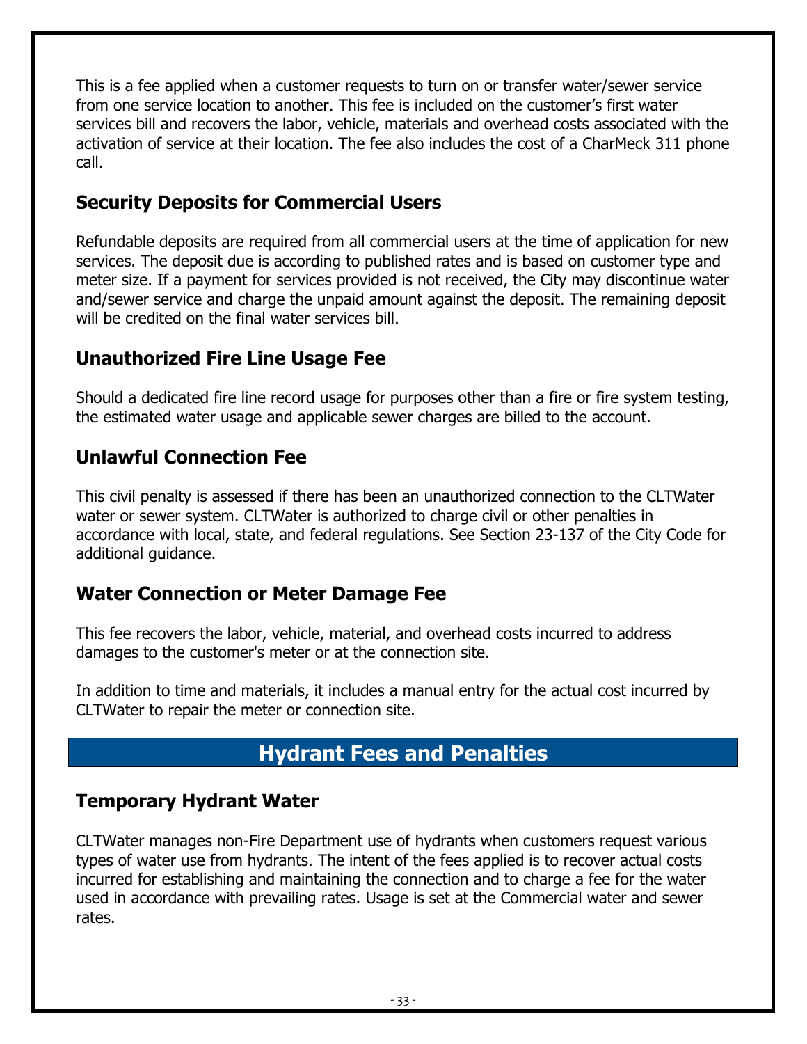This is a fee applied when a customer requests to turn on or transfer water/sewer service from one service location to another. This fee is included on the customer's first water services bill and recovers the labor, vehicle, materials and overhead costs associated with the activation of service at their location. The fee also includes the cost of a CharMeck 311 phone call.

### Security Deposits for Commercial Users

Refundable deposits are required from all commercial users at the time of application for new services. The deposit due is according to published rates and is based on customer type and meter size. If a payment for services provided is not received, the City may discontinue water and/sewer service and charge the unpaid amount against the deposit. The remaining deposit will be credited on the final water services bill.

### Unauthorized Fire Line Usage Fee

Should a dedicated fire line record usage for purposes other than a fire or fire system testing, the estimated water usage and applicable sewer charges are billed to the account.

### Unlawful Connection Fee

This civil penalty is assessed if there has been an unauthorized connection to the CLTWater water or sewer system. CLTWater is authorized to charge civil or other penalties in accordance with local, state, and federal regulations. See Section 23-137 of the City Code for additional guidance.

### Water Connection or Meter Damage Fee

This fee recovers the labor, vehicle, material, and overhead costs incurred to address damages to the customer's meter or at the connection site.

In addition to time and materials, it includes a manual entry for the actual cost incurred by CLTWater to repair the meter or connection site.

## Hydrant Fees and Penalties

### Temporary Hydrant Water

CLTWater manages non-Fire Department use of hydrants when customers request various types of water use from hydrants. The intent of the fees applied is to recover actual costs incurred for establishing and maintaining the connection and to charge a fee for the water used in accordance with prevailing rates. Usage is set at the Commercial water and sewer rates.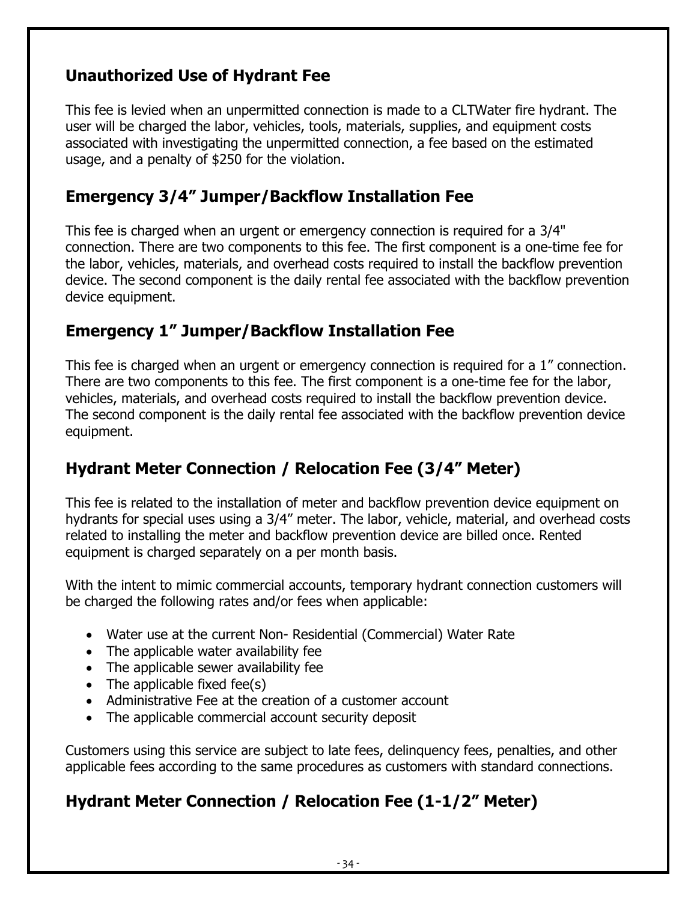## Unauthorized Use of Hydrant Fee

This fee is levied when an unpermitted connection is made to a CLTWater fire hydrant. The user will be charged the labor, vehicles, tools, materials, supplies, and equipment costs associated with investigating the unpermitted connection, a fee based on the estimated usage, and a penalty of $250 for the violation.

## Emergency 3/4" Jumper/Backflow Installation Fee

This fee is charged when an urgent or emergency connection is required for a 3/4" connection. There are two components to this fee. The first component is a one-time fee for the labor, vehicles, materials, and overhead costs required to install the backflow prevention device. The second component is the daily rental fee associated with the backflow prevention device equipment.

## Emergency 1" Jumper/Backflow Installation Fee

This fee is charged when an urgent or emergency connection is required for a 1" connection. There are two components to this fee. The first component is a one-time fee for the labor, vehicles, materials, and overhead costs required to install the backflow prevention device. The second component is the daily rental fee associated with the backflow prevention device equipment.

## Hydrant Meter Connection / Relocation Fee (3/4" Meter)

This fee is related to the installation of meter and backflow prevention device equipment on hydrants for special uses using a 3/4" meter. The labor, vehicle, material, and overhead costs related to installing the meter and backflow prevention device are billed once. Rented equipment is charged separately on a per month basis.

With the intent to mimic commercial accounts, temporary hydrant connection customers will be charged the following rates and/or fees when applicable:

- Water use at the current Non- Residential (Commercial) Water Rate
- The applicable water availability fee
- The applicable sewer availability fee
- The applicable fixed fee(s)
- Administrative Fee at the creation of a customer account
- The applicable commercial account security deposit

Customers using this service are subject to late fees, delinquency fees, penalties, and other applicable fees according to the same procedures as customers with standard connections.

## Hydrant Meter Connection / Relocation Fee (1-1/2" Meter)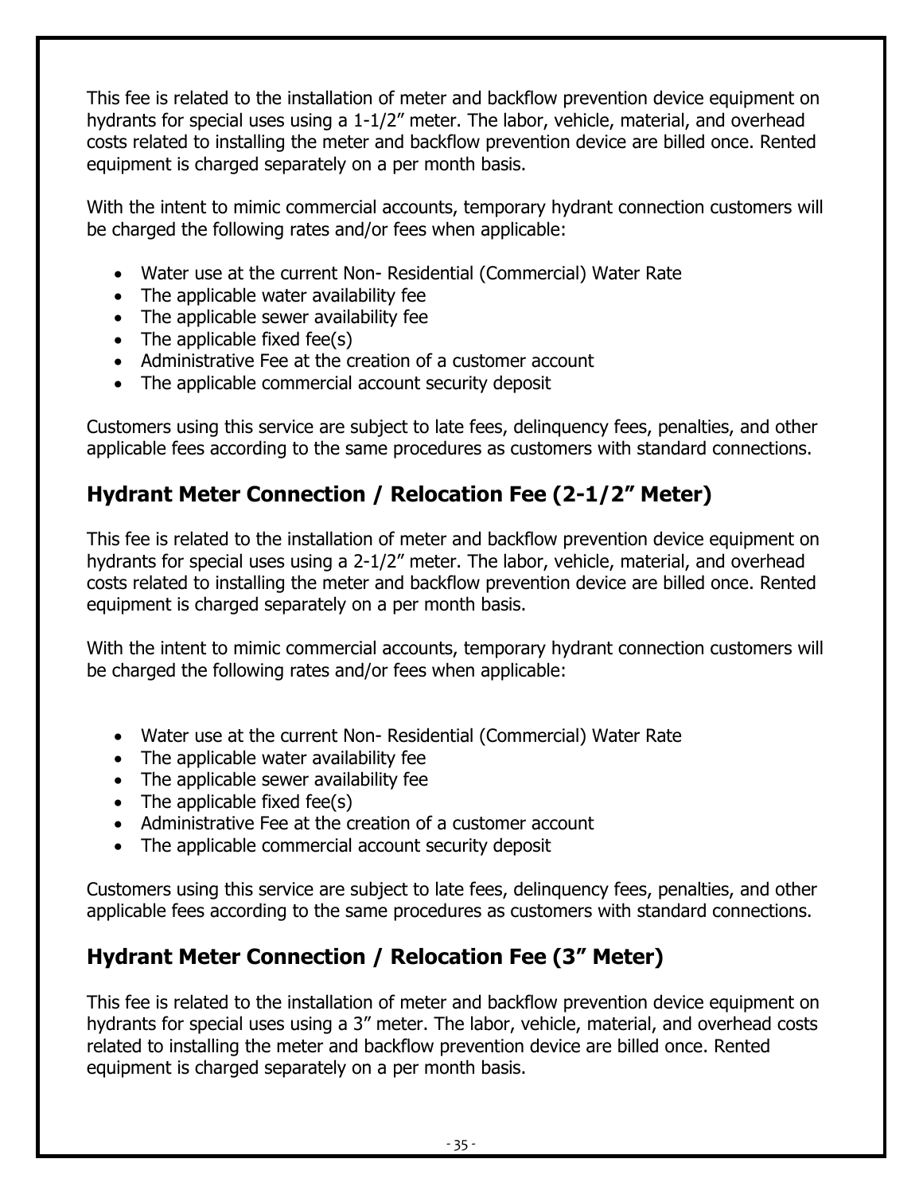This fee is related to the installation of meter and backflow prevention device equipment on hydrants for special uses using a 1-1/2" meter. The labor, vehicle, material, and overhead costs related to installing the meter and backflow prevention device are billed once. Rented equipment is charged separately on a per month basis.

With the intent to mimic commercial accounts, temporary hydrant connection customers will be charged the following rates and/or fees when applicable:

- Water use at the current Non- Residential (Commercial) Water Rate
- The applicable water availability fee
- The applicable sewer availability fee
- The applicable fixed fee(s)
- Administrative Fee at the creation of a customer account
- The applicable commercial account security deposit

Customers using this service are subject to late fees, delinquency fees, penalties, and other applicable fees according to the same procedures as customers with standard connections.

## Hydrant Meter Connection / Relocation Fee (2-1/2" Meter)

This fee is related to the installation of meter and backflow prevention device equipment on hydrants for special uses using a 2-1/2" meter. The labor, vehicle, material, and overhead costs related to installing the meter and backflow prevention device are billed once. Rented equipment is charged separately on a per month basis.

With the intent to mimic commercial accounts, temporary hydrant connection customers will be charged the following rates and/or fees when applicable:

- Water use at the current Non- Residential (Commercial) Water Rate
- The applicable water availability fee
- The applicable sewer availability fee
- The applicable fixed fee(s)
- Administrative Fee at the creation of a customer account
- The applicable commercial account security deposit

Customers using this service are subject to late fees, delinquency fees, penalties, and other applicable fees according to the same procedures as customers with standard connections.

## Hydrant Meter Connection / Relocation Fee (3" Meter)

This fee is related to the installation of meter and backflow prevention device equipment on hydrants for special uses using a 3" meter. The labor, vehicle, material, and overhead costs related to installing the meter and backflow prevention device are billed once. Rented equipment is charged separately on a per month basis.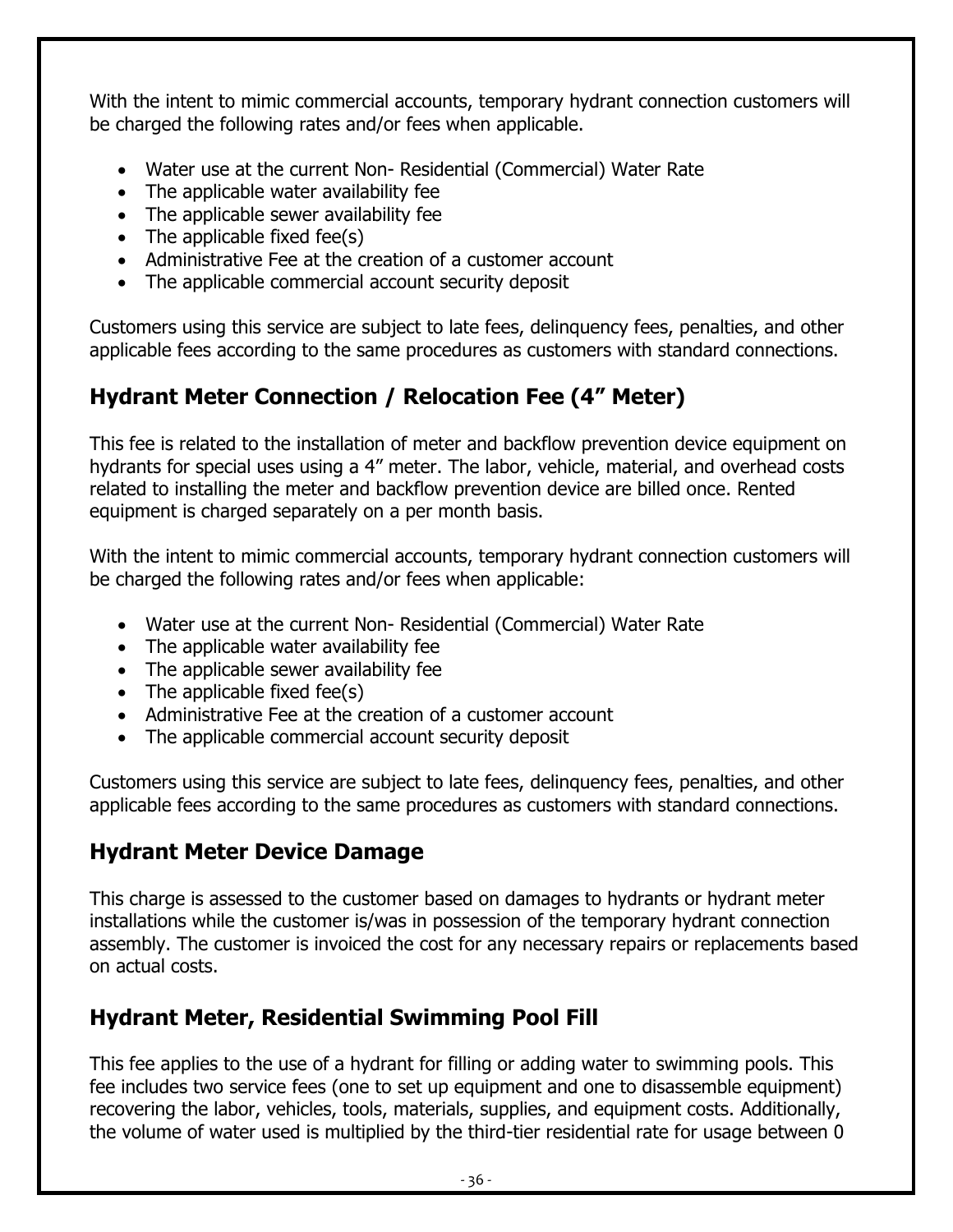With the intent to mimic commercial accounts, temporary hydrant connection customers will be charged the following rates and/or fees when applicable.

- Water use at the current Non- Residential (Commercial) Water Rate
- The applicable water availability fee
- The applicable sewer availability fee
- The applicable fixed fee(s)
- Administrative Fee at the creation of a customer account
- The applicable commercial account security deposit

Customers using this service are subject to late fees, delinquency fees, penalties, and other applicable fees according to the same procedures as customers with standard connections.

## Hydrant Meter Connection / Relocation Fee (4" Meter)

This fee is related to the installation of meter and backflow prevention device equipment on hydrants for special uses using a 4" meter. The labor, vehicle, material, and overhead costs related to installing the meter and backflow prevention device are billed once. Rented equipment is charged separately on a per month basis.

With the intent to mimic commercial accounts, temporary hydrant connection customers will be charged the following rates and/or fees when applicable:

- Water use at the current Non- Residential (Commercial) Water Rate
- The applicable water availability fee
- The applicable sewer availability fee
- The applicable fixed fee(s)
- Administrative Fee at the creation of a customer account
- The applicable commercial account security deposit

Customers using this service are subject to late fees, delinquency fees, penalties, and other applicable fees according to the same procedures as customers with standard connections.

## Hydrant Meter Device Damage

This charge is assessed to the customer based on damages to hydrants or hydrant meter installations while the customer is/was in possession of the temporary hydrant connection assembly. The customer is invoiced the cost for any necessary repairs or replacements based on actual costs.

## Hydrant Meter, Residential Swimming Pool Fill

This fee applies to the use of a hydrant for filling or adding water to swimming pools. This fee includes two service fees (one to set up equipment and one to disassemble equipment) recovering the labor, vehicles, tools, materials, supplies, and equipment costs. Additionally, the volume of water used is multiplied by the third-tier residential rate for usage between 0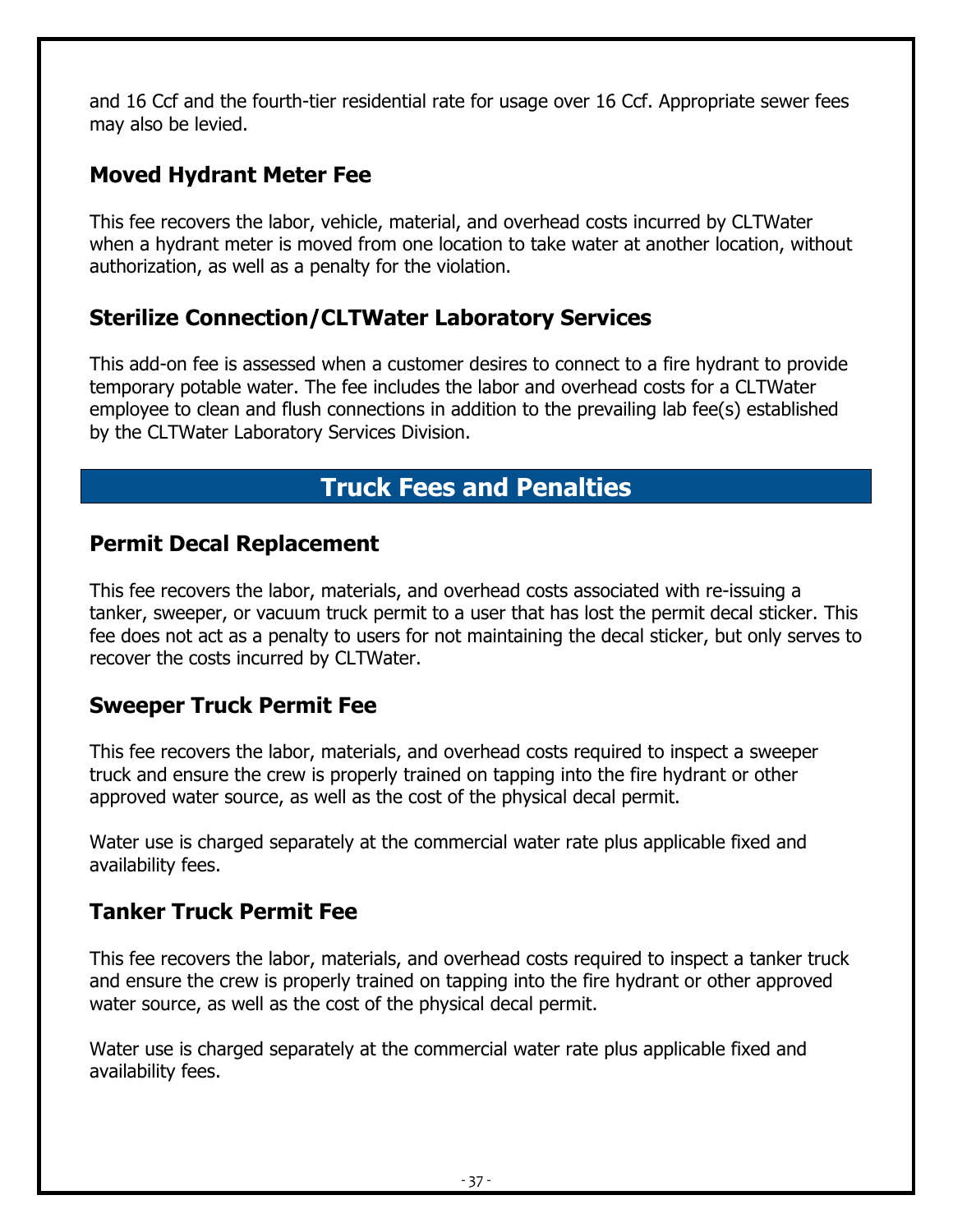and 16 Ccf and the fourth-tier residential rate for usage over 16 Ccf. Appropriate sewer fees may also be levied.

### Moved Hydrant Meter Fee

This fee recovers the labor, vehicle, material, and overhead costs incurred by CLTWater when a hydrant meter is moved from one location to take water at another location, without authorization, as well as a penalty for the violation.

### Sterilize Connection/CLTWater Laboratory Services

This add-on fee is assessed when a customer desires to connect to a fire hydrant to provide temporary potable water. The fee includes the labor and overhead costs for a CLTWater employee to clean and flush connections in addition to the prevailing lab fee(s) established by the CLTWater Laboratory Services Division.

## Truck Fees and Penalties

### Permit Decal Replacement

This fee recovers the labor, materials, and overhead costs associated with re-issuing a tanker, sweeper, or vacuum truck permit to a user that has lost the permit decal sticker. This fee does not act as a penalty to users for not maintaining the decal sticker, but only serves to recover the costs incurred by CLTWater.

### Sweeper Truck Permit Fee

This fee recovers the labor, materials, and overhead costs required to inspect a sweeper truck and ensure the crew is properly trained on tapping into the fire hydrant or other approved water source, as well as the cost of the physical decal permit.

Water use is charged separately at the commercial water rate plus applicable fixed and availability fees.

### Tanker Truck Permit Fee

This fee recovers the labor, materials, and overhead costs required to inspect a tanker truck and ensure the crew is properly trained on tapping into the fire hydrant or other approved water source, as well as the cost of the physical decal permit.

Water use is charged separately at the commercial water rate plus applicable fixed and availability fees.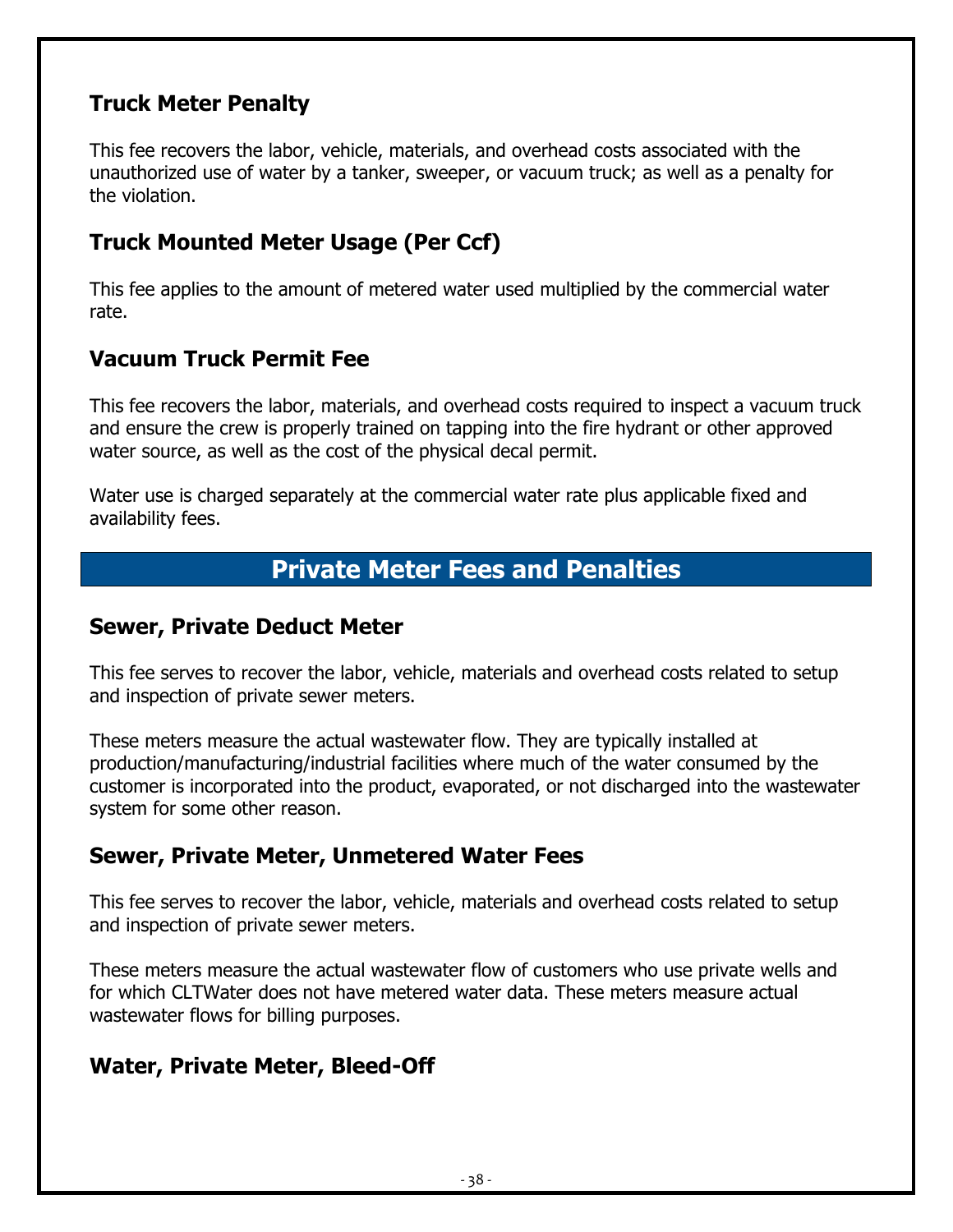### Truck Meter Penalty

This fee recovers the labor, vehicle, materials, and overhead costs associated with the unauthorized use of water by a tanker, sweeper, or vacuum truck; as well as a penalty for the violation.

### Truck Mounted Meter Usage (Per Ccf)

This fee applies to the amount of metered water used multiplied by the commercial water rate.

### Vacuum Truck Permit Fee

This fee recovers the labor, materials, and overhead costs required to inspect a vacuum truck and ensure the crew is properly trained on tapping into the fire hydrant or other approved water source, as well as the cost of the physical decal permit.

Water use is charged separately at the commercial water rate plus applicable fixed and availability fees.

## Private Meter Fees and Penalties

### Sewer, Private Deduct Meter

This fee serves to recover the labor, vehicle, materials and overhead costs related to setup and inspection of private sewer meters.

These meters measure the actual wastewater flow. They are typically installed at production/manufacturing/industrial facilities where much of the water consumed by the customer is incorporated into the product, evaporated, or not discharged into the wastewater system for some other reason.

### Sewer, Private Meter, Unmetered Water Fees

This fee serves to recover the labor, vehicle, materials and overhead costs related to setup and inspection of private sewer meters.

These meters measure the actual wastewater flow of customers who use private wells and for which CLTWater does not have metered water data. These meters measure actual wastewater flows for billing purposes.

### Water, Private Meter, Bleed-Off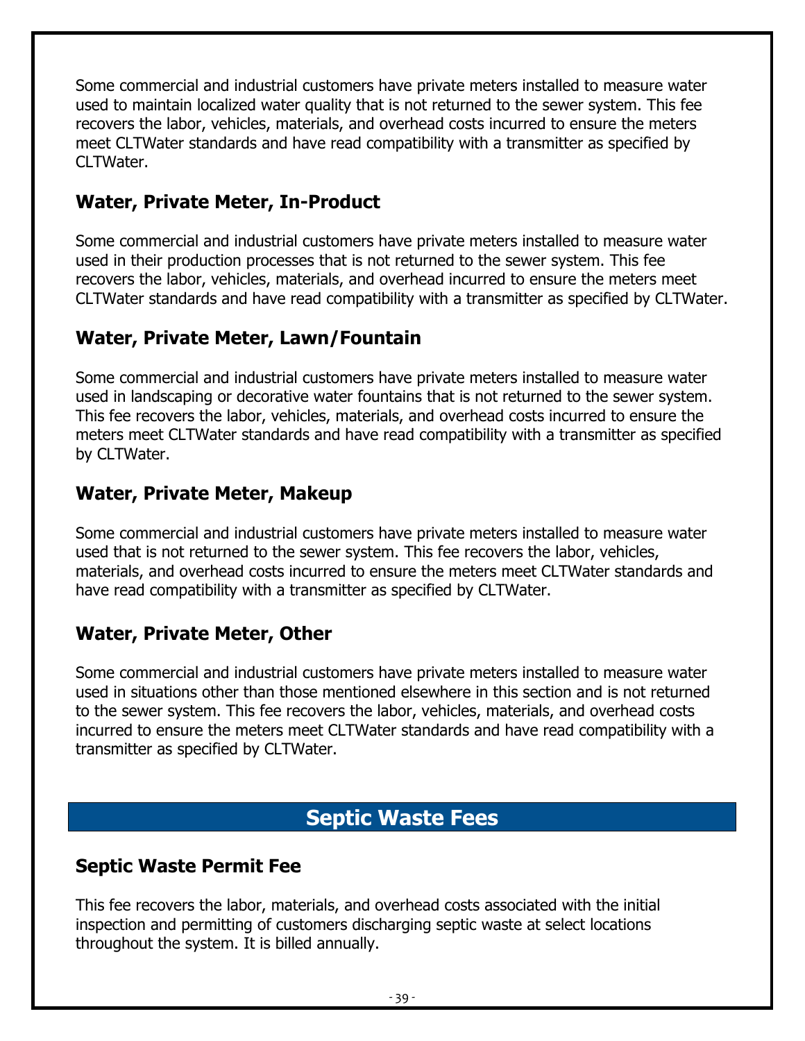Some commercial and industrial customers have private meters installed to measure water used to maintain localized water quality that is not returned to the sewer system. This fee recovers the labor, vehicles, materials, and overhead costs incurred to ensure the meters meet CLTWater standards and have read compatibility with a transmitter as specified by CLTWater.

### Water, Private Meter, In-Product

Some commercial and industrial customers have private meters installed to measure water used in their production processes that is not returned to the sewer system. This fee recovers the labor, vehicles, materials, and overhead incurred to ensure the meters meet CLTWater standards and have read compatibility with a transmitter as specified by CLTWater.

### Water, Private Meter, Lawn/Fountain

Some commercial and industrial customers have private meters installed to measure water used in landscaping or decorative water fountains that is not returned to the sewer system. This fee recovers the labor, vehicles, materials, and overhead costs incurred to ensure the meters meet CLTWater standards and have read compatibility with a transmitter as specified by CLTWater.

### Water, Private Meter, Makeup

Some commercial and industrial customers have private meters installed to measure water used that is not returned to the sewer system. This fee recovers the labor, vehicles, materials, and overhead costs incurred to ensure the meters meet CLTWater standards and have read compatibility with a transmitter as specified by CLTWater.

### Water, Private Meter, Other

Some commercial and industrial customers have private meters installed to measure water used in situations other than those mentioned elsewhere in this section and is not returned to the sewer system. This fee recovers the labor, vehicles, materials, and overhead costs incurred to ensure the meters meet CLTWater standards and have read compatibility with a transmitter as specified by CLTWater.

## Septic Waste Fees

### Septic Waste Permit Fee

This fee recovers the labor, materials, and overhead costs associated with the initial inspection and permitting of customers discharging septic waste at select locations throughout the system. It is billed annually.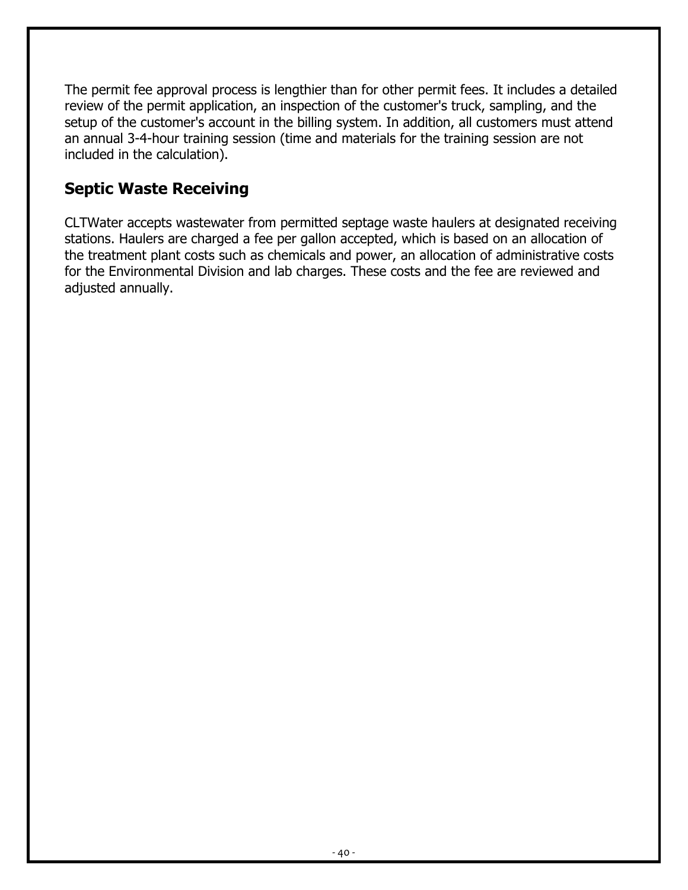The permit fee approval process is lengthier than for other permit fees. It includes a detailed review of the permit application, an inspection of the customer's truck, sampling, and the setup of the customer's account in the billing system. In addition, all customers must attend an annual 3-4-hour training session (time and materials for the training session are not included in the calculation).

## Septic Waste Receiving

CLTWater accepts wastewater from permitted septage waste haulers at designated receiving stations. Haulers are charged a fee per gallon accepted, which is based on an allocation of the treatment plant costs such as chemicals and power, an allocation of administrative costs for the Environmental Division and lab charges. These costs and the fee are reviewed and adjusted annually.